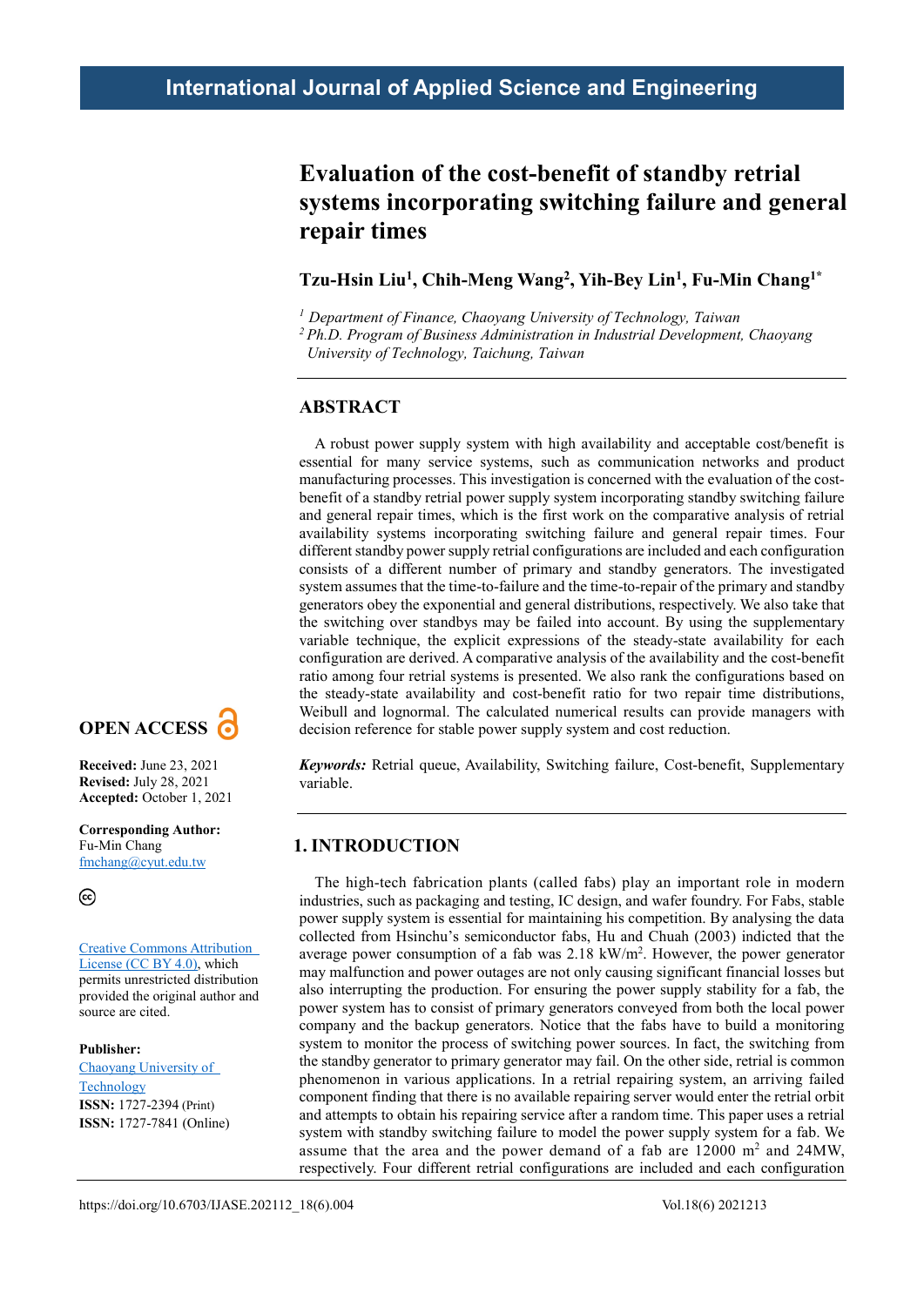International Journal of Applied Science and Engineering

# Evaluation of the cost-benefit of standby retrial systems incorporating switching failure and general repair times

**Tzu-Hsin Liu[1], Chih-Meng Wang[2], Yih-Bey Lin[1], Fu-Min Chang[1*]**

[1] *Department of Finance, Chaoyang University of Technology, Taiwan*
[2] *Ph.D. Program of Business Administration in Industrial Development, Chaoyang University of Technology, Taichung, Taiwan*

## ABSTRACT

A robust power supply system with high availability and acceptable cost/benefit is essential for many service systems, such as communication networks and product manufacturing processes. This investigation is concerned with the evaluation of the cost-benefit of a standby retrial power supply system incorporating standby switching failure and general repair times, which is the first work on the comparative analysis of retrial availability systems incorporating switching failure and general repair times. Four different standby power supply retrial configurations are included and each configuration consists of a different number of primary and standby generators. The investigated system assumes that the time-to-failure and the time-to-repair of the primary and standby generators obey the exponential and general distributions, respectively. We also take that the switching over standbys may be failed into account. By using the supplementary variable technique, the explicit expressions of the steady-state availability for each configuration are derived. A comparative analysis of the availability and the cost-benefit ratio among four retrial systems is presented. We also rank the configurations based on the steady-state availability and cost-benefit ratio for two repair time distributions, Weibull and lognormal. The calculated numerical results can provide managers with decision reference for stable power supply system and cost reduction.

***Keywords:*** Retrial queue, Availability, Switching failure, Cost-benefit, Supplementary variable.

**OPEN ACCESS**

**Received:** June 23, 2021
**Revised:** July 28, 2021
**Accepted:** October 1, 2021

**Corresponding Author:**
Fu-Min Chang
fmchang@cyut.edu.tw

Creative Commons Attribution License (CC BY 4.0), which permits unrestricted distribution provided the original author and source are cited.

**Publisher:**
Chaoyang University of Technology
**ISSN:** 1727-2394 (Print)
**ISSN:** 1727-7841 (Online)

## 1. INTRODUCTION

The high-tech fabrication plants (called fabs) play an important role in modern industries, such as packaging and testing, IC design, and wafer foundry. For Fabs, stable power supply system is essential for maintaining his competition. By analysing the data collected from Hsinchu's semiconductor fabs, Hu and Chuah (2003) indicted that the average power consumption of a fab was 2.18 kW/m$^2$. However, the power generator may malfunction and power outages are not only causing significant financial losses but also interrupting the production. For ensuring the power supply stability for a fab, the power system has to consist of primary generators conveyed from both the local power company and the backup generators. Notice that the fabs have to build a monitoring system to monitor the process of switching power sources. In fact, the switching from the standby generator to primary generator may fail. On the other side, retrial is common phenomenon in various applications. In a retrial repairing system, an arriving failed component finding that there is no available repairing server would enter the retrial orbit and attempts to obtain his repairing service after a random time. This paper uses a retrial system with standby switching failure to model the power supply system for a fab. We assume that the area and the power demand of a fab are 12000 m$^2$ and 24MW, respectively. Four different retrial configurations are included and each configuration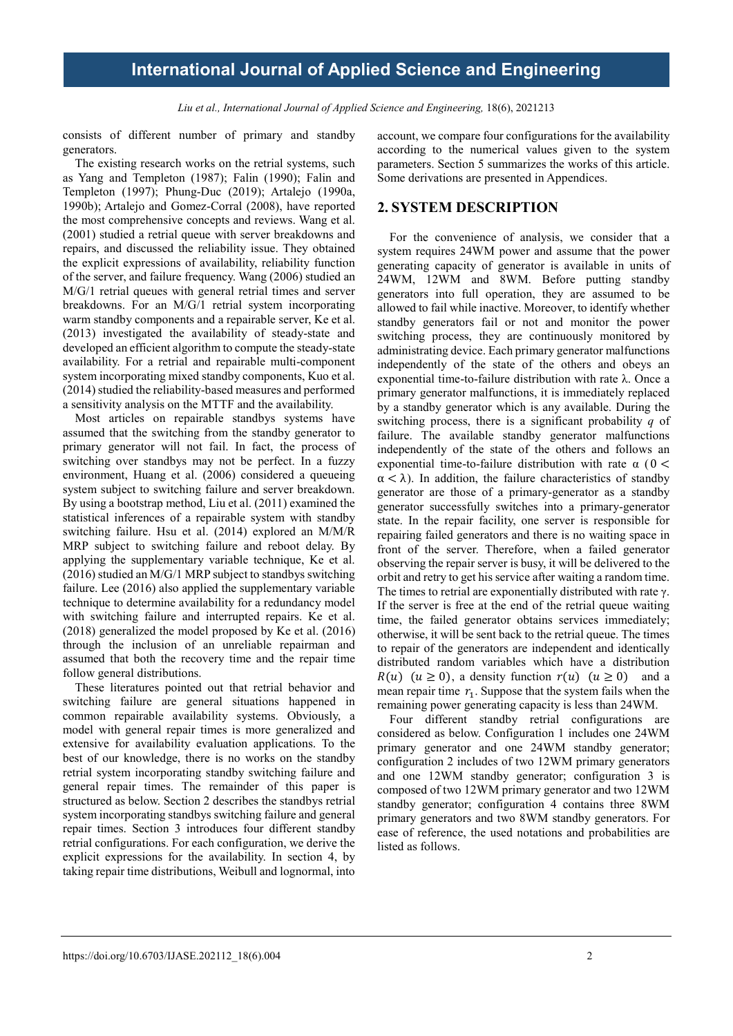consists of different number of primary and standby generators.

The existing research works on the retrial systems, such as Yang and Templeton (1987); Falin (1990); Falin and Templeton (1997); Phung-Duc (2019); Artalejo (1990a, 1990b); Artalejo and Gomez-Corral (2008), have reported the most comprehensive concepts and reviews. Wang et al. (2001) studied a retrial queue with server breakdowns and repairs, and discussed the reliability issue. They obtained the explicit expressions of availability, reliability function of the server, and failure frequency. Wang (2006) studied an M/G/1 retrial queues with general retrial times and server breakdowns. For an M/G/1 retrial system incorporating warm standby components and a repairable server, Ke et al. (2013) investigated the availability of steady-state and developed an efficient algorithm to compute the steady-state availability. For a retrial and repairable multi-component system incorporating mixed standby components, Kuo et al. (2014) studied the reliability-based measures and performed a sensitivity analysis on the MTTF and the availability.

Most articles on repairable standbys systems have assumed that the switching from the standby generator to primary generator will not fail. In fact, the process of switching over standbys may not be perfect. In a fuzzy environment, Huang et al. (2006) considered a queueing system subject to switching failure and server breakdown. By using a bootstrap method, Liu et al. (2011) examined the statistical inferences of a repairable system with standby switching failure. Hsu et al. (2014) explored an M/M/R MRP subject to switching failure and reboot delay. By applying the supplementary variable technique, Ke et al. (2016) studied an M/G/1 MRP subject to standbys switching failure. Lee (2016) also applied the supplementary variable technique to determine availability for a redundancy model with switching failure and interrupted repairs. Ke et al. (2018) generalized the model proposed by Ke et al. (2016) through the inclusion of an unreliable repairman and assumed that both the recovery time and the repair time follow general distributions.

These literatures pointed out that retrial behavior and switching failure are general situations happened in common repairable availability systems. Obviously, a model with general repair times is more generalized and extensive for availability evaluation applications. To the best of our knowledge, there is no works on the standby retrial system incorporating standby switching failure and general repair times. The remainder of this paper is structured as below. Section 2 describes the standbys retrial system incorporating standbys switching failure and general repair times. Section 3 introduces four different standby retrial configurations. For each configuration, we derive the explicit expressions for the availability. In section 4, by taking repair time distributions, Weibull and lognormal, into account, we compare four configurations for the availability according to the numerical values given to the system parameters. Section 5 summarizes the works of this article. Some derivations are presented in Appendices.

## 2. SYSTEM DESCRIPTION

For the convenience of analysis, we consider that a system requires 24WM power and assume that the power generating capacity of generator is available in units of 24WM, 12WM and 8WM. Before putting standby generators into full operation, they are assumed to be allowed to fail while inactive. Moreover, to identify whether standby generators fail or not and monitor the power switching process, they are continuously monitored by administrating device. Each primary generator malfunctions independently of the state of the others and obeys an exponential time-to-failure distribution with rate λ. Once a primary generator malfunctions, it is immediately replaced by a standby generator which is any available. During the switching process, there is a significant probability $q$ of failure. The available standby generator malfunctions independently of the state of the others and follows an exponential time-to-failure distribution with rate α ($0 < \alpha < \lambda$). In addition, the failure characteristics of standby generator are those of a primary-generator as a standby generator successfully switches into a primary-generator state. In the repair facility, one server is responsible for repairing failed generators and there is no waiting space in front of the server. Therefore, when a failed generator observing the repair server is busy, it will be delivered to the orbit and retry to get his service after waiting a random time. The times to retrial are exponentially distributed with rate γ. If the server is free at the end of the retrial queue waiting time, the failed generator obtains services immediately; otherwise, it will be sent back to the retrial queue. The times to repair of the generators are independent and identically distributed random variables which have a distribution $R(u)$ $(u \geq 0)$, a density function $r(u)$ $(u \geq 0)$ and a mean repair time $r_1$. Suppose that the system fails when the remaining power generating capacity is less than 24WM.

Four different standby retrial configurations are considered as below. Configuration 1 includes one 24WM primary generator and one 24WM standby generator; configuration 2 includes of two 12WM primary generators and one 12WM standby generator; configuration 3 is composed of two 12WM primary generator and two 12WM standby generator; configuration 4 contains three 8WM primary generators and two 8WM standby generators. For ease of reference, the used notations and probabilities are listed as follows.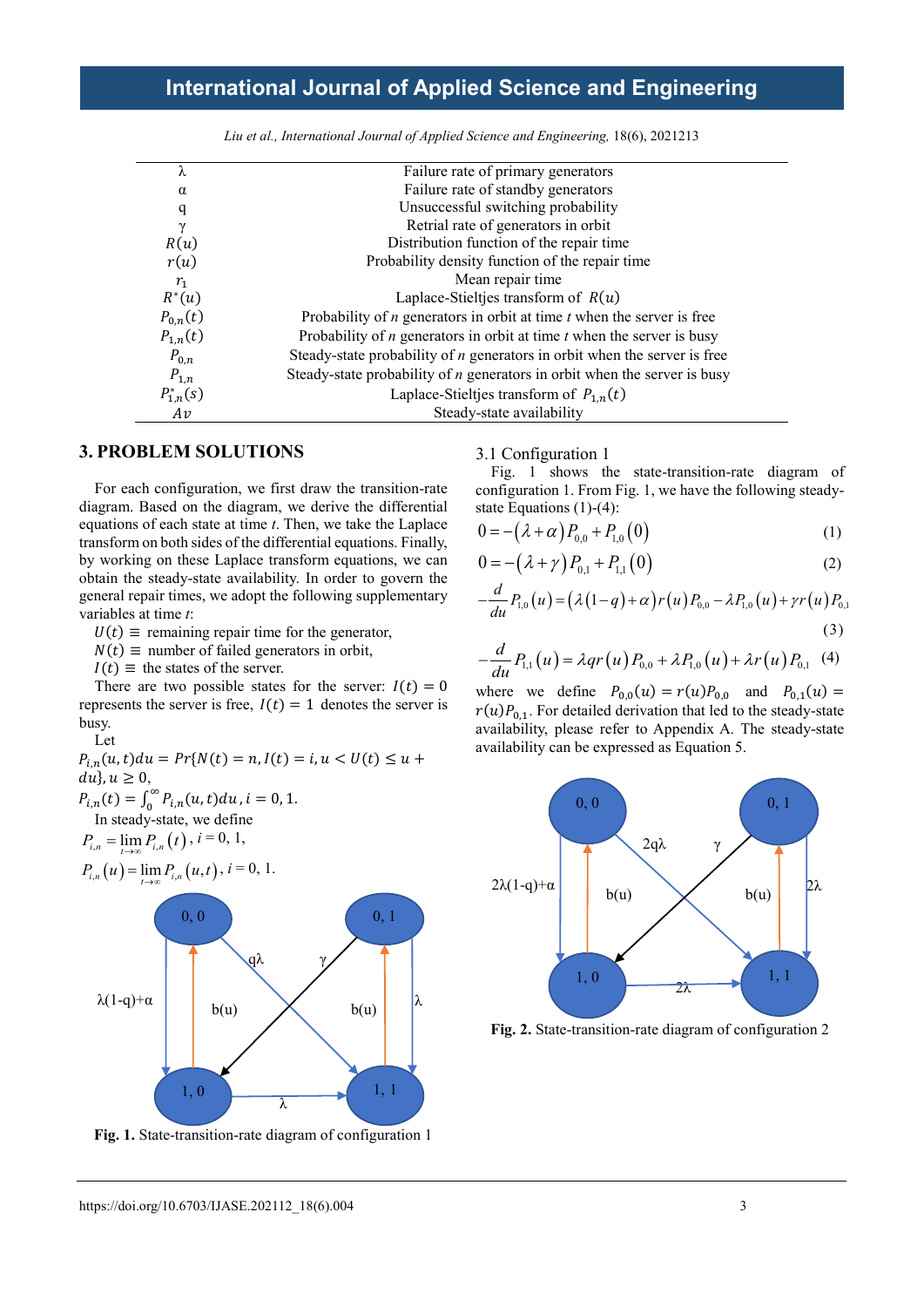| | |
|---|---|
| $\lambda$ | Failure rate of primary generators |
| $\alpha$ | Failure rate of standby generators |
| q | Unsuccessful switching probability |
| $\gamma$ | Retrial rate of generators in orbit |
| $R(u)$ | Distribution function of the repair time |
| $r(u)$ | Probability density function of the repair time |
| $r_1$ | Mean repair time |
| $R^*(u)$ | Laplace-Stieltjes transform of $R(u)$ |
| $P_{0,n}(t)$ | Probability of *n* generators in orbit at time *t* when the server is free |
| $P_{1,n}(t)$ | Probability of *n* generators in orbit at time *t* when the server is busy |
| $P_{0,n}$ | Steady-state probability of *n* generators in orbit when the server is free |
| $P_{1,n}$ | Steady-state probability of *n* generators in orbit when the server is busy |
| $P^*_{1,n}(s)$ | Laplace-Stieltjes transform of $P_{1,n}(t)$ |
| $Av$ | Steady-state availability |

## 3. PROBLEM SOLUTIONS

For each configuration, we first draw the transition-rate diagram. Based on the diagram, we derive the differential equations of each state at time *t*. Then, we take the Laplace transform on both sides of the differential equations. Finally, by working on these Laplace transform equations, we can obtain the steady-state availability. In order to govern the general repair times, we adopt the following supplementary variables at time *t*:

$U(t) \equiv$ remaining repair time for the generator,

$N(t) \equiv$ number of failed generators in orbit,

$I(t) \equiv$ the states of the server.

There are two possible states for the server: $I(t) = 0$ represents the server is free, $I(t) = 1$ denotes the server is busy.

Let

$P_{i,n}(u,t)du = Pr\{N(t) = n, I(t) = i, u < U(t) \leq u + du\}, u \geq 0,$

$P_{i,n}(t) = \int_0^{\infty} P_{i,n}(u,t)du, i = 0, 1.$

In steady-state, we define

$P_{i,n} = \lim_{t\to\infty} P_{i,n}(t)$, $i = 0, 1,$

$P_{i,n}(u) = \lim_{t\to\infty} P_{i,n}(u,t)$, $i = 0, 1.$

Fig. 1. State-transition-rate diagram of configuration 1

### 3.1 Configuration 1

Fig. 1 shows the state-transition-rate diagram of configuration 1. From Fig. 1, we have the following steady-state Equations (1)-(4):

$$0 = -(\lambda+\alpha)P_{0,0} + P_{1,0}(0) \tag{1}$$

$$0 = -(\lambda+\gamma)P_{0,1} + P_{1,1}(0) \tag{2}$$

$$-\frac{d}{du}P_{1,0}(u) = (\lambda(1-q)+\alpha)r(u)P_{0,0} - \lambda P_{1,0}(u) + \gamma r(u)P_{0,1} \tag{3}$$

$$-\frac{d}{du}P_{1,1}(u) = \lambda q r(u)P_{0,0} + \lambda P_{1,0}(u) + \lambda r(u)P_{0,1} \tag{4}$$

where we define $P_{0,0}(u) = r(u)P_{0,0}$ and $P_{0,1}(u) = r(u)P_{0,1}$. For detailed derivation that led to the steady-state availability, please refer to Appendix A. The steady-state availability can be expressed as Equation 5.

Fig. 2. State-transition-rate diagram of configuration 2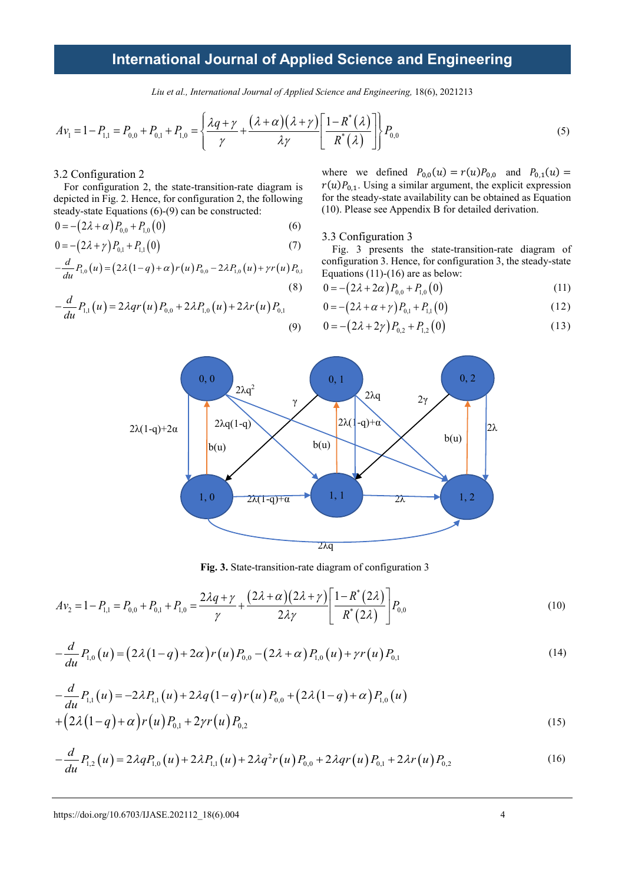$$Av_1 = 1 - P_{1,1} = P_{0,0} + P_{0,1} + P_{1,0} = \left\{ \frac{\lambda q + \gamma}{\gamma} + \frac{(\lambda+\alpha)(\lambda+\gamma)}{\lambda\gamma}\left[\frac{1-R^*(\lambda)}{R^*(\lambda)}\right] \right\} P_{0,0} \tag{5}$$

## 3.2 Configuration 2

For configuration 2, the state-transition-rate diagram is depicted in Fig. 2. Hence, for configuration 2, the following steady-state Equations (6)-(9) can be constructed:

$$0 = -(2\lambda+\alpha)P_{0,0} + P_{1,0}(0) \tag{6}$$

$$0 = -(2\lambda+\gamma)P_{0,1} + P_{1,1}(0) \tag{7}$$

$$-\frac{d}{du}P_{1,0}(u) = \left(2\lambda(1-q)+\alpha\right)r(u)P_{0,0} - 2\lambda P_{1,0}(u) + \gamma r(u)P_{0,1} \tag{8}$$

$$-\frac{d}{du}P_{1,1}(u) = 2\lambda q r(u)P_{0,0} + 2\lambda P_{1,0}(u) + 2\lambda r(u)P_{0,1} \tag{9}$$

where we defined $P_{0,0}(u) = r(u)P_{0,0}$ and $P_{0,1}(u) = r(u)P_{0,1}$. Using a similar argument, the explicit expression for the steady-state availability can be obtained as Equation (10). Please see Appendix B for detailed derivation.

$$Av_2 = 1 - P_{1,1} = P_{0,0} + P_{0,1} + P_{1,0} = \frac{2\lambda q + \gamma}{\gamma} + \frac{(2\lambda+\alpha)(2\lambda+\gamma)}{2\lambda\gamma}\left[\frac{1-R^*(2\lambda)}{R^*(2\lambda)}\right] P_{0,0} \tag{10}$$

## 3.3 Configuration 3

Fig. 3 presents the state-transition-rate diagram of configuration 3. Hence, for configuration 3, the steady-state Equations (11)-(16) are as below:

$$0 = -(2\lambda+2\alpha)P_{0,0} + P_{1,0}(0) \tag{11}$$

$$0 = -(2\lambda+\alpha+\gamma)P_{0,1} + P_{1,1}(0) \tag{12}$$

$$0 = -(2\lambda+2\gamma)P_{0,2} + P_{1,2}(0) \tag{13}$$

**Fig. 3.** State-transition-rate diagram of configuration 3

$$-\frac{d}{du}P_{1,0}(u) = \left(2\lambda(1-q)+2\alpha\right)r(u)P_{0,0} - (2\lambda+\alpha)P_{1,0}(u) + \gamma r(u)P_{0,1} \tag{14}$$

$$-\frac{d}{du}P_{1,1}(u) = -2\lambda P_{1,1}(u) + 2\lambda q(1-q)r(u)P_{0,0} + \left(2\lambda(1-q)+\alpha\right)P_{1,0}(u) + \left(2\lambda(1-q)+\alpha\right)r(u)P_{0,1} + 2\gamma r(u)P_{0,2} \tag{15}$$

$$-\frac{d}{du}P_{1,2}(u) = 2\lambda q P_{1,0}(u) + 2\lambda P_{1,1}(u) + 2\lambda q^2 r(u)P_{0,0} + 2\lambda q r(u)P_{0,1} + 2\lambda r(u)P_{0,2} \tag{16}$$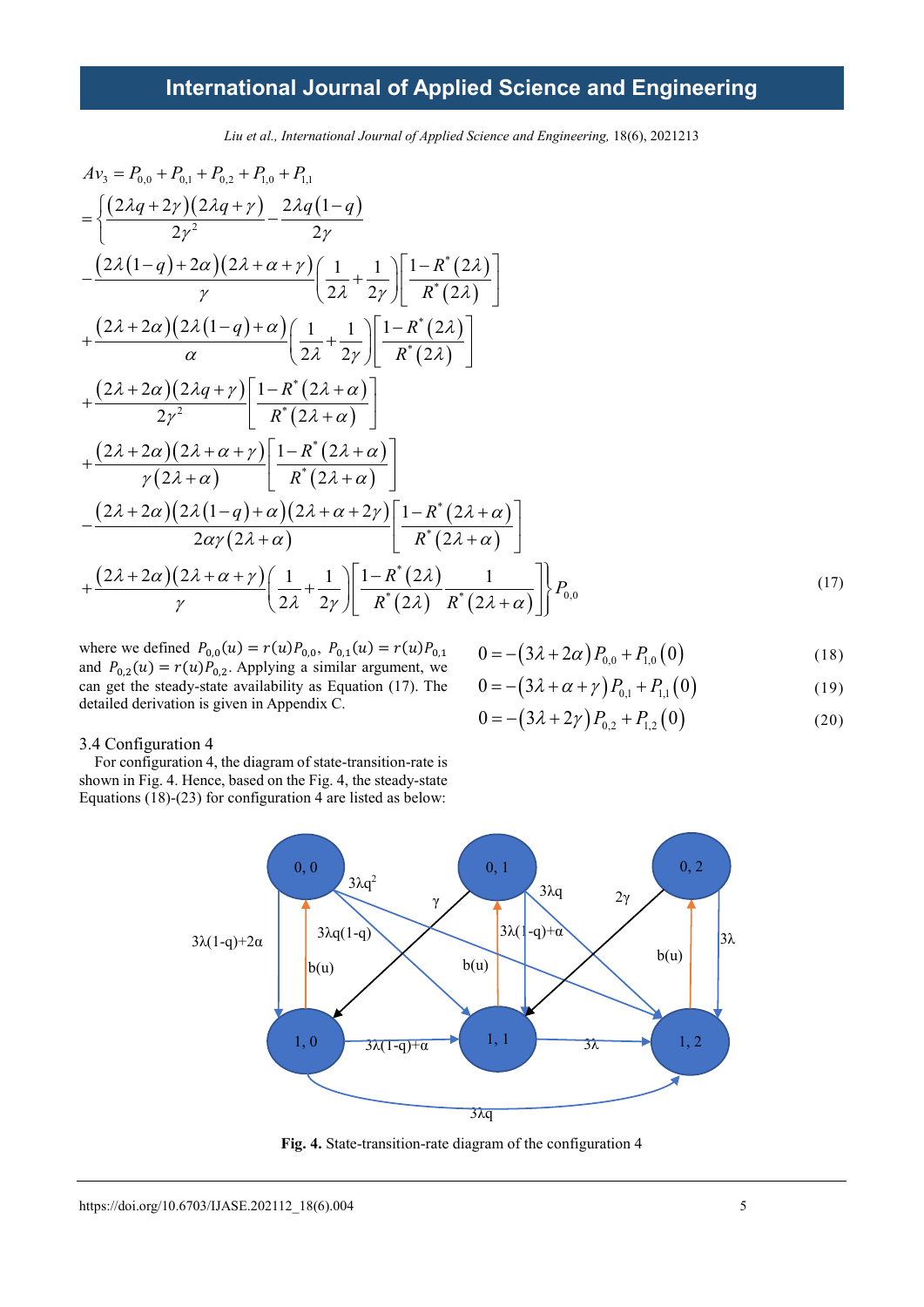$$
\begin{aligned}
Av_3 &= P_{0,0}+P_{0,1}+P_{0,2}+P_{1,0}+P_{1,1} \\
&= \left\{ \frac{(2\lambda q+2\gamma)(2\lambda q+\gamma)}{2\gamma^2} - \frac{2\lambda q(1-q)}{2\gamma} \right. \\
&- \frac{(2\lambda(1-q)+2\alpha)(2\lambda+\alpha+\gamma)}{\gamma}\left(\frac{1}{2\lambda}+\frac{1}{2\gamma}\right)\left[\frac{1-R^*(2\lambda)}{R^*(2\lambda)}\right] \\
&+ \frac{(2\lambda+2\alpha)(2\lambda(1-q)+\alpha)}{\alpha}\left(\frac{1}{2\lambda}+\frac{1}{2\gamma}\right)\left[\frac{1-R^*(2\lambda)}{R^*(2\lambda)}\right] \\
&+ \frac{(2\lambda+2\alpha)(2\lambda q+\gamma)}{2\gamma^2}\left[\frac{1-R^*(2\lambda+\alpha)}{R^*(2\lambda+\alpha)}\right] \\
&+ \frac{(2\lambda+2\alpha)(2\lambda+\alpha+\gamma)}{\gamma(2\lambda+\alpha)}\left[\frac{1-R^*(2\lambda+\alpha)}{R^*(2\lambda+\alpha)}\right] \\
&- \frac{(2\lambda+2\alpha)(2\lambda(1-q)+\alpha)(2\lambda+\alpha+2\gamma)}{2\alpha\gamma(2\lambda+\alpha)}\left[\frac{1-R^*(2\lambda+\alpha)}{R^*(2\lambda+\alpha)}\right] \\
&\left. + \frac{(2\lambda+2\alpha)(2\lambda+\alpha+\gamma)}{\gamma}\left(\frac{1}{2\lambda}+\frac{1}{2\gamma}\right)\left[\frac{1-R^*(2\lambda)}{R^*(2\lambda)}\frac{1}{R^*(2\lambda+\alpha)}\right] \right\} P_{0,0}
\end{aligned}
\tag{17}
$$

where we defined $P_{0,0}(u) = r(u)P_{0,0}$, $P_{0,1}(u) = r(u)P_{0,1}$ and $P_{0,2}(u) = r(u)P_{0,2}$. Applying a similar argument, we can get the steady-state availability as Equation (17). The detailed derivation is given in Appendix C.

### 3.4 Configuration 4

For configuration 4, the diagram of state-transition-rate is shown in Fig. 4. Hence, based on the Fig. 4, the steady-state Equations (18)-(23) for configuration 4 are listed as below:

$$0 = -(3\lambda+2\alpha)P_{0,0} + P_{1,0}(0) \tag{18}$$

$$0 = -(3\lambda+\alpha+\gamma)P_{0,1} + P_{1,1}(0) \tag{19}$$

$$0 = -(3\lambda+2\gamma)P_{0,2} + P_{1,2}(0) \tag{20}$$

**Fig. 4.** State-transition-rate diagram of the configuration 4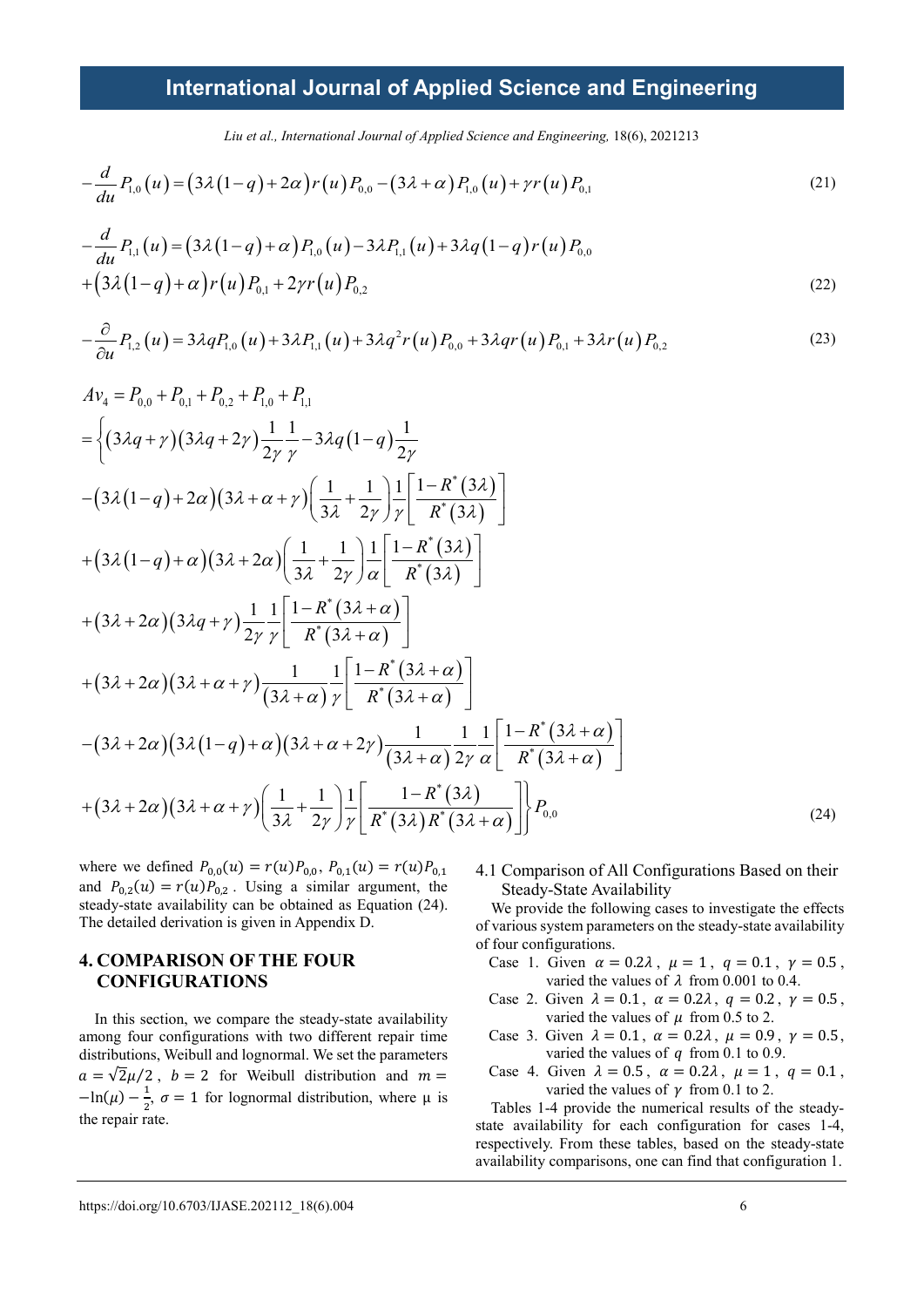$$-\frac{d}{du}P_{1,0}(u)=\left(3\lambda(1-q)+2\alpha\right)r(u)P_{0,0}-\left(3\lambda+\alpha\right)P_{1,0}(u)+\gamma r(u)P_{0,1} \tag{21}$$

$$-\frac{d}{du}P_{1,1}(u)=\left(3\lambda(1-q)+\alpha\right)P_{1,0}(u)-3\lambda P_{1,1}(u)+3\lambda q(1-q)r(u)P_{0,0}$$
$$+\left(3\lambda(1-q)+\alpha\right)r(u)P_{0,1}+2\gamma r(u)P_{0,2} \tag{22}$$

$$-\frac{\partial}{\partial u}P_{1,2}(u)=3\lambda qP_{1,0}(u)+3\lambda P_{1,1}(u)+3\lambda q^2 r(u)P_{0,0}+3\lambda qr(u)P_{0,1}+3\lambda r(u)P_{0,2} \tag{23}$$

$$Av_4=P_{0,0}+P_{0,1}+P_{0,2}+P_{1,0}+P_{1,1}$$
$$=\Bigg\{(3\lambda q+\gamma)(3\lambda q+2\gamma)\frac{1}{2\gamma}\frac{1}{\gamma}-3\lambda q(1-q)\frac{1}{2\gamma}$$
$$-\left(3\lambda(1-q)+2\alpha\right)(3\lambda+\alpha+\gamma)\left(\frac{1}{3\lambda}+\frac{1}{2\gamma}\right)\frac{1}{\gamma}\left[\frac{1-R^*(3\lambda)}{R^*(3\lambda)}\right]$$
$$+\left(3\lambda(1-q)+\alpha\right)(3\lambda+2\alpha)\left(\frac{1}{3\lambda}+\frac{1}{2\gamma}\right)\frac{1}{\alpha}\left[\frac{1-R^*(3\lambda)}{R^*(3\lambda)}\right]$$
$$+(3\lambda+2\alpha)(3\lambda q+\gamma)\frac{1}{2\gamma}\frac{1}{\gamma}\left[\frac{1-R^*(3\lambda+\alpha)}{R^*(3\lambda+\alpha)}\right]$$
$$+(3\lambda+2\alpha)(3\lambda+\alpha+\gamma)\frac{1}{(3\lambda+\alpha)}\frac{1}{\gamma}\left[\frac{1-R^*(3\lambda+\alpha)}{R^*(3\lambda+\alpha)}\right]$$
$$-(3\lambda+2\alpha)\left(3\lambda(1-q)+\alpha\right)(3\lambda+\alpha+2\gamma)\frac{1}{(3\lambda+\alpha)}\frac{1}{2\gamma}\frac{1}{\alpha}\left[\frac{1-R^*(3\lambda+\alpha)}{R^*(3\lambda+\alpha)}\right]$$
$$+(3\lambda+2\alpha)(3\lambda+\alpha+\gamma)\left(\frac{1}{3\lambda}+\frac{1}{2\gamma}\right)\frac{1}{\gamma}\left[\frac{1-R^*(3\lambda)}{R^*(3\lambda)R^*(3\lambda+\alpha)}\right]\Bigg\}P_{0,0} \tag{24}$$

where we defined $P_{0,0}(u)=r(u)P_{0,0}$, $P_{0,1}(u)=r(u)P_{0,1}$ and $P_{0,2}(u)=r(u)P_{0,2}$. Using a similar argument, the steady-state availability can be obtained as Equation (24). The detailed derivation is given in Appendix D.

## 4. COMPARISON OF THE FOUR CONFIGURATIONS

In this section, we compare the steady-state availability among four configurations with two different repair time distributions, Weibull and lognormal. We set the parameters $a=\sqrt{2}\mu/2$, $b=2$ for Weibull distribution and $m=-\ln(\mu)-\frac{1}{2}$, $\sigma=1$ for lognormal distribution, where μ is the repair rate.

### 4.1 Comparison of All Configurations Based on their Steady-State Availability

We provide the following cases to investigate the effects of various system parameters on the steady-state availability of four configurations.

- Case 1. Given $\alpha=0.2\lambda$, $\mu=1$, $q=0.1$, $\gamma=0.5$, varied the values of $\lambda$ from 0.001 to 0.4.
- Case 2. Given $\lambda=0.1$, $\alpha=0.2\lambda$, $q=0.2$, $\gamma=0.5$, varied the values of $\mu$ from 0.5 to 2.
- Case 3. Given $\lambda=0.1$, $\alpha=0.2\lambda$, $\mu=0.9$, $\gamma=0.5$, varied the values of $q$ from 0.1 to 0.9.
- Case 4. Given $\lambda=0.5$, $\alpha=0.2\lambda$, $\mu=1$, $q=0.1$, varied the values of $\gamma$ from 0.1 to 2.

Tables 1-4 provide the numerical results of the steady-state availability for each configuration for cases 1-4, respectively. From these tables, based on the steady-state availability comparisons, one can find that configuration 1.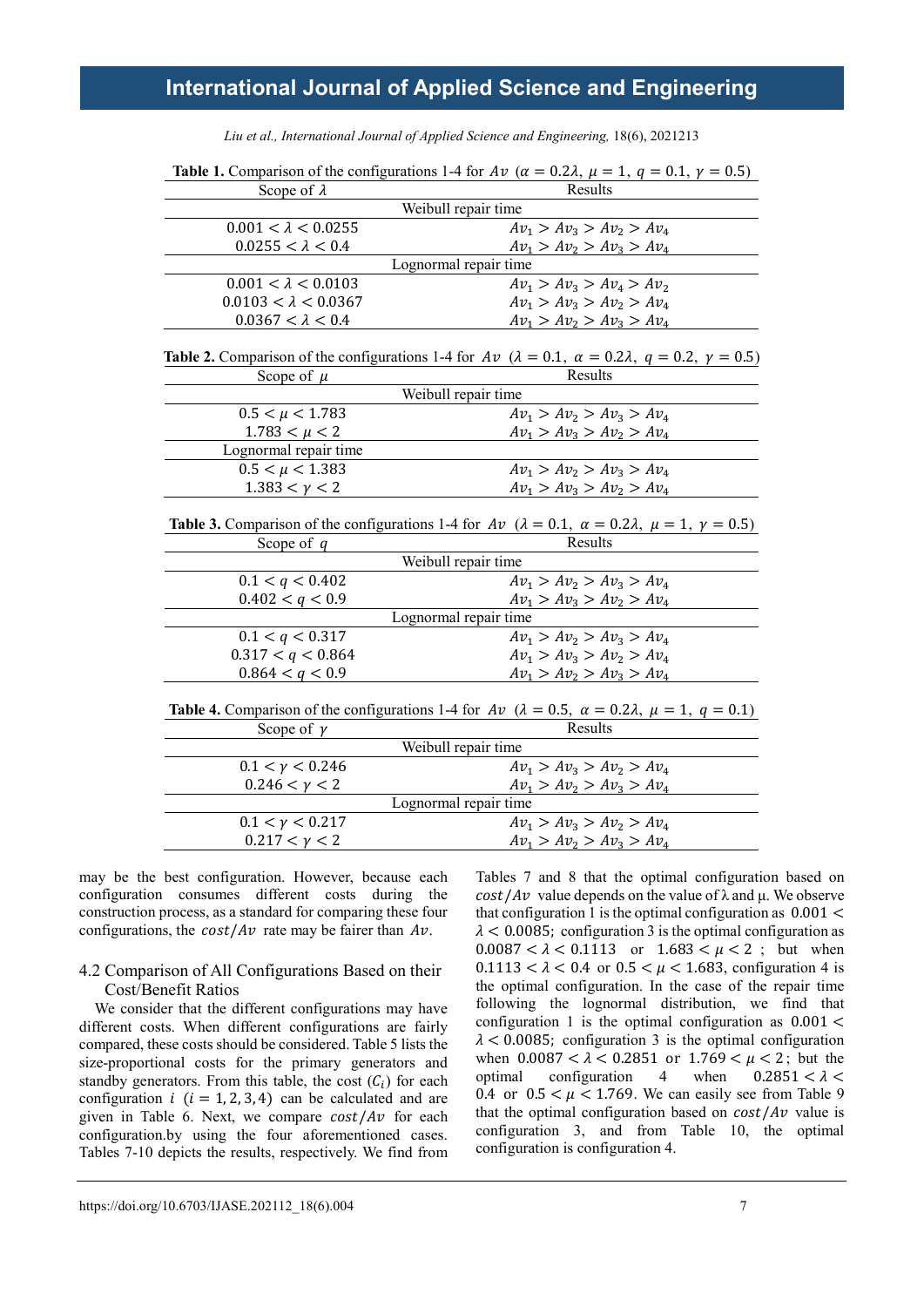**Table 1.** Comparison of the configurations 1-4 for $Av$ ($\alpha = 0.2\lambda,\ \mu = 1,\ q = 0.1,\ \gamma = 0.5$)

| Scope of $\lambda$ | Results |
|---|---|
| Weibull repair time | |
| $0.001 < \lambda < 0.0255$ | $Av_1 > Av_3 > Av_2 > Av_4$ |
| $0.0255 < \lambda < 0.4$ | $Av_1 > Av_2 > Av_3 > Av_4$ |
| Lognormal repair time | |
| $0.001 < \lambda < 0.0103$ | $Av_1 > Av_3 > Av_4 > Av_2$ |
| $0.0103 < \lambda < 0.0367$ | $Av_1 > Av_3 > Av_2 > Av_4$ |
| $0.0367 < \lambda < 0.4$ | $Av_1 > Av_2 > Av_3 > Av_4$ |

**Table 2.** Comparison of the configurations 1-4 for $Av$ ($\lambda = 0.1,\ \alpha = 0.2\lambda,\ q = 0.2,\ \gamma = 0.5$)

| Scope of $\mu$ | Results |
|---|---|
| Weibull repair time | |
| $0.5 < \mu < 1.783$ | $Av_1 > Av_2 > Av_3 > Av_4$ |
| $1.783 < \mu < 2$ | $Av_1 > Av_3 > Av_2 > Av_4$ |
| Lognormal repair time | |
| $0.5 < \mu < 1.383$ | $Av_1 > Av_2 > Av_3 > Av_4$ |
| $1.383 < \gamma < 2$ | $Av_1 > Av_3 > Av_2 > Av_4$ |

**Table 3.** Comparison of the configurations 1-4 for $Av$ ($\lambda = 0.1,\ \alpha = 0.2\lambda,\ \mu = 1,\ \gamma = 0.5$)

| Scope of $q$ | Results |
|---|---|
| Weibull repair time | |
| $0.1 < q < 0.402$ | $Av_1 > Av_2 > Av_3 > Av_4$ |
| $0.402 < q < 0.9$ | $Av_1 > Av_3 > Av_2 > Av_4$ |
| Lognormal repair time | |
| $0.1 < q < 0.317$ | $Av_1 > Av_2 > Av_3 > Av_4$ |
| $0.317 < q < 0.864$ | $Av_1 > Av_3 > Av_2 > Av_4$ |
| $0.864 < q < 0.9$ | $Av_1 > Av_2 > Av_3 > Av_4$ |

**Table 4.** Comparison of the configurations 1-4 for $Av$ ($\lambda = 0.5,\ \alpha = 0.2\lambda,\ \mu = 1,\ q = 0.1$)

| Scope of $\gamma$ | Results |
|---|---|
| Weibull repair time | |
| $0.1 < \gamma < 0.246$ | $Av_1 > Av_3 > Av_2 > Av_4$ |
| $0.246 < \gamma < 2$ | $Av_1 > Av_2 > Av_3 > Av_4$ |
| Lognormal repair time | |
| $0.1 < \gamma < 0.217$ | $Av_1 > Av_3 > Av_2 > Av_4$ |
| $0.217 < \gamma < 2$ | $Av_1 > Av_2 > Av_3 > Av_4$ |

may be the best configuration. However, because each configuration consumes different costs during the construction process, as a standard for comparing these four configurations, the $cost/Av$ rate may be fairer than $Av$.

## 4.2 Comparison of All Configurations Based on their Cost/Benefit Ratios

We consider that the different configurations may have different costs. When different configurations are fairly compared, these costs should be considered. Table 5 lists the size-proportional costs for the primary generators and standby generators. From this table, the cost ($C_i$) for each configuration $i$ ($i = 1, 2, 3, 4$) can be calculated and are given in Table 6. Next, we compare $cost/Av$ for each configuration.by using the four aforementioned cases. Tables 7-10 depicts the results, respectively. We find from Tables 7 and 8 that the optimal configuration based on $cost/Av$ value depends on the value of λ and μ. We observe that configuration 1 is the optimal configuration as $0.001 < \lambda < 0.0085$; configuration 3 is the optimal configuration as $0.0087 < \lambda < 0.1113$ or $1.683 < \mu < 2$ ; but when $0.1113 < \lambda < 0.4$ or $0.5 < \mu < 1.683$, configuration 4 is the optimal configuration. In the case of the repair time following the lognormal distribution, we find that configuration 1 is the optimal configuration as $0.001 < \lambda < 0.0085$; configuration 3 is the optimal configuration when $0.0087 < \lambda < 0.2851$ or $1.769 < \mu < 2$; but the optimal configuration 4 when $0.2851 < \lambda < 0.4$ or $0.5 < \mu < 1.769$. We can easily see from Table 9 that the optimal configuration based on $cost/Av$ value is configuration 3, and from Table 10, the optimal configuration is configuration 4.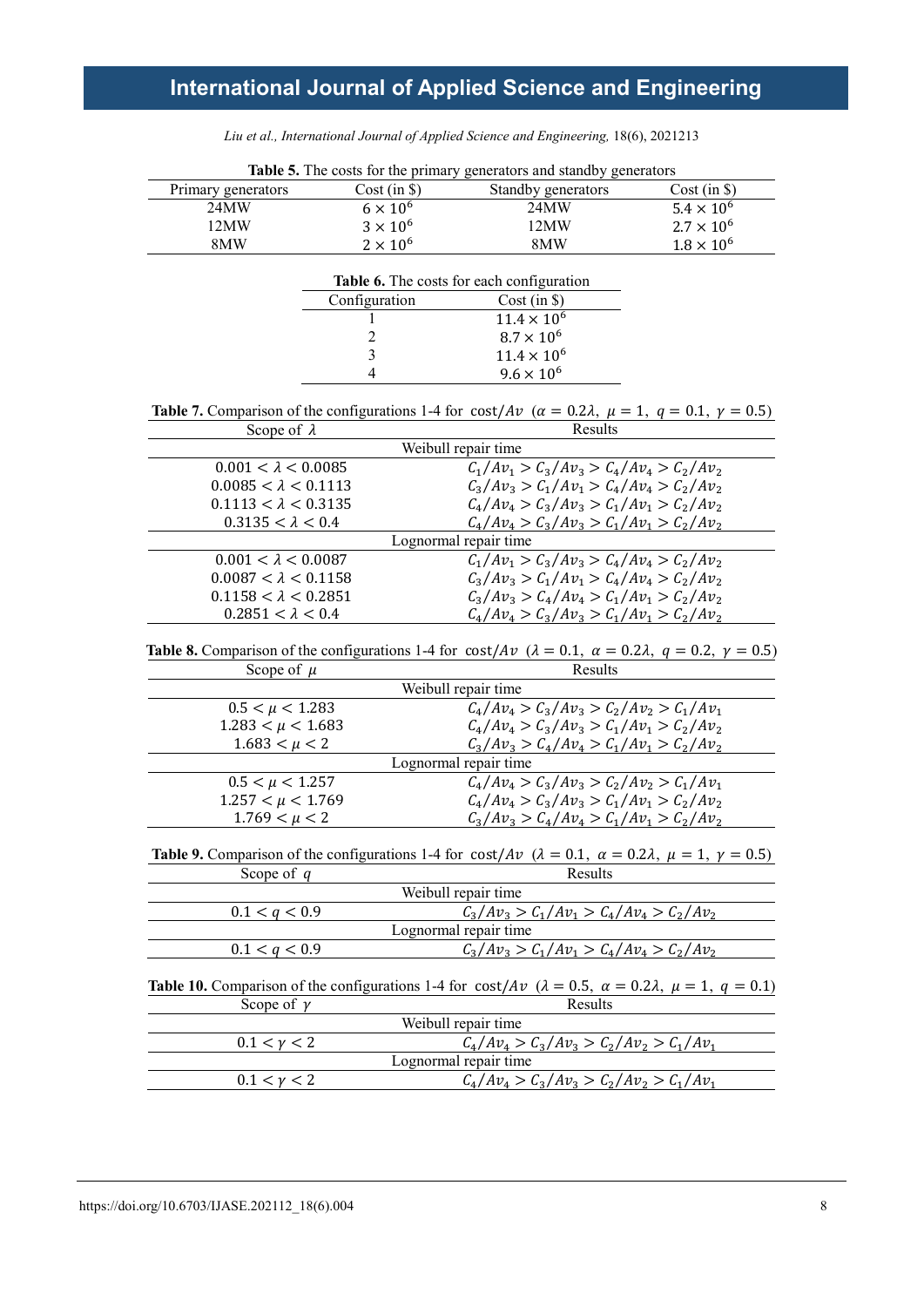**Table 5.** The costs for the primary generators and standby generators

| Primary generators | Cost (in \$) | Standby generators | Cost (in \$) |
|---|---|---|---|
| 24MW | $6 \times 10^6$ | 24MW | $5.4 \times 10^6$ |
| 12MW | $3 \times 10^6$ | 12MW | $2.7 \times 10^6$ |
| 8MW | $2 \times 10^6$ | 8MW | $1.8 \times 10^6$ |

**Table 6.** The costs for each configuration

| Configuration | Cost (in \$) |
|---|---|
| 1 | $11.4 \times 10^6$ |
| 2 | $8.7 \times 10^6$ |
| 3 | $11.4 \times 10^6$ |
| 4 | $9.6 \times 10^6$ |

**Table 7.** Comparison of the configurations 1-4 for $\text{cost}/Av$ ($\alpha = 0.2\lambda,\ \mu = 1,\ q = 0.1,\ \gamma = 0.5$)

| Scope of $\lambda$ | Results |
|---|---|
| Weibull repair time | |
| $0.001 < \lambda < 0.0085$ | $C_1/Av_1 > C_3/Av_3 > C_4/Av_4 > C_2/Av_2$ |
| $0.0085 < \lambda < 0.1113$ | $C_3/Av_3 > C_1/Av_1 > C_4/Av_4 > C_2/Av_2$ |
| $0.1113 < \lambda < 0.3135$ | $C_4/Av_4 > C_3/Av_3 > C_1/Av_1 > C_2/Av_2$ |
| $0.3135 < \lambda < 0.4$ | $C_4/Av_4 > C_3/Av_3 > C_1/Av_1 > C_2/Av_2$ |
| Lognormal repair time | |
| $0.001 < \lambda < 0.0087$ | $C_1/Av_1 > C_3/Av_3 > C_4/Av_4 > C_2/Av_2$ |
| $0.0087 < \lambda < 0.1158$ | $C_3/Av_3 > C_1/Av_1 > C_4/Av_4 > C_2/Av_2$ |
| $0.1158 < \lambda < 0.2851$ | $C_3/Av_3 > C_4/Av_4 > C_1/Av_1 > C_2/Av_2$ |
| $0.2851 < \lambda < 0.4$ | $C_4/Av_4 > C_3/Av_3 > C_1/Av_1 > C_2/Av_2$ |

**Table 8.** Comparison of the configurations 1-4 for $\text{cost}/Av$ ($\lambda = 0.1,\ \alpha = 0.2\lambda,\ q = 0.2,\ \gamma = 0.5$)

| Scope of $\mu$ | Results |
|---|---|
| Weibull repair time | |
| $0.5 < \mu < 1.283$ | $C_4/Av_4 > C_3/Av_3 > C_2/Av_2 > C_1/Av_1$ |
| $1.283 < \mu < 1.683$ | $C_4/Av_4 > C_3/Av_3 > C_1/Av_1 > C_2/Av_2$ |
| $1.683 < \mu < 2$ | $C_3/Av_3 > C_4/Av_4 > C_1/Av_1 > C_2/Av_2$ |
| Lognormal repair time | |
| $0.5 < \mu < 1.257$ | $C_4/Av_4 > C_3/Av_3 > C_2/Av_2 > C_1/Av_1$ |
| $1.257 < \mu < 1.769$ | $C_4/Av_4 > C_3/Av_3 > C_1/Av_1 > C_2/Av_2$ |
| $1.769 < \mu < 2$ | $C_3/Av_3 > C_4/Av_4 > C_1/Av_1 > C_2/Av_2$ |

**Table 9.** Comparison of the configurations 1-4 for $\text{cost}/Av$ ($\lambda = 0.1,\ \alpha = 0.2\lambda,\ \mu = 1,\ \gamma = 0.5$)

| Scope of $q$ | Results |
|---|---|
| Weibull repair time | |
| $0.1 < q < 0.9$ | $C_3/Av_3 > C_1/Av_1 > C_4/Av_4 > C_2/Av_2$ |
| Lognormal repair time | |
| $0.1 < q < 0.9$ | $C_3/Av_3 > C_1/Av_1 > C_4/Av_4 > C_2/Av_2$ |

**Table 10.** Comparison of the configurations 1-4 for $\text{cost}/Av$ ($\lambda = 0.5,\ \alpha = 0.2\lambda,\ \mu = 1,\ q = 0.1$)

| Scope of $\gamma$ | Results |
|---|---|
| Weibull repair time | |
| $0.1 < \gamma < 2$ | $C_4/Av_4 > C_3/Av_3 > C_2/Av_2 > C_1/Av_1$ |
| Lognormal repair time | |
| $0.1 < \gamma < 2$ | $C_4/Av_4 > C_3/Av_3 > C_2/Av_2 > C_1/Av_1$ |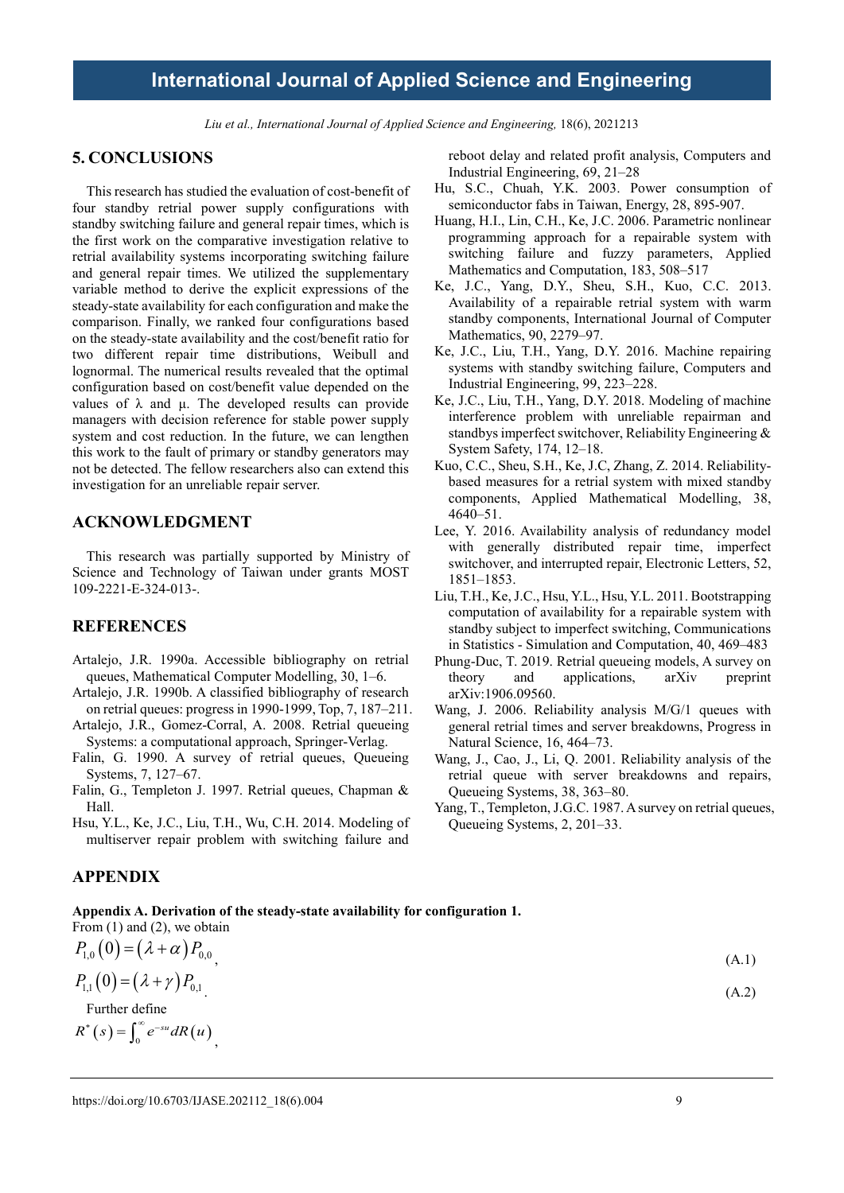## 5. CONCLUSIONS

This research has studied the evaluation of cost-benefit of four standby retrial power supply configurations with standby switching failure and general repair times, which is the first work on the comparative investigation relative to retrial availability systems incorporating switching failure and general repair times. We utilized the supplementary variable method to derive the explicit expressions of the steady-state availability for each configuration and make the comparison. Finally, we ranked four configurations based on the steady-state availability and the cost/benefit ratio for two different repair time distributions, Weibull and lognormal. The numerical results revealed that the optimal configuration based on cost/benefit value depended on the values of λ and μ. The developed results can provide managers with decision reference for stable power supply system and cost reduction. In the future, we can lengthen this work to the fault of primary or standby generators may not be detected. The fellow researchers also can extend this investigation for an unreliable repair server.

## ACKNOWLEDGMENT

This research was partially supported by Ministry of Science and Technology of Taiwan under grants MOST 109-2221-E-324-013-.

## REFERENCES

Artalejo, J.R. 1990a. Accessible bibliography on retrial queues, Mathematical Computer Modelling, 30, 1–6.

Artalejo, J.R. 1990b. A classified bibliography of research on retrial queues: progress in 1990-1999, Top, 7, 187–211.

Artalejo, J.R., Gomez-Corral, A. 2008. Retrial queueing Systems: a computational approach, Springer-Verlag.

Falin, G. 1990. A survey of retrial queues, Queueing Systems, 7, 127–67.

Falin, G., Templeton J. 1997. Retrial queues, Chapman & Hall.

Hsu, Y.L., Ke, J.C., Liu, T.H., Wu, C.H. 2014. Modeling of multiserver repair problem with switching failure and reboot delay and related profit analysis, Computers and Industrial Engineering, 69, 21–28

Hu, S.C., Chuah, Y.K. 2003. Power consumption of semiconductor fabs in Taiwan, Energy, 28, 895-907.

Huang, H.I., Lin, C.H., Ke, J.C. 2006. Parametric nonlinear programming approach for a repairable system with switching failure and fuzzy parameters, Applied Mathematics and Computation, 183, 508–517

Ke, J.C., Yang, D.Y., Sheu, S.H., Kuo, C.C. 2013. Availability of a repairable retrial system with warm standby components, International Journal of Computer Mathematics, 90, 2279–97.

Ke, J.C., Liu, T.H., Yang, D.Y. 2016. Machine repairing systems with standby switching failure, Computers and Industrial Engineering, 99, 223–228.

Ke, J.C., Liu, T.H., Yang, D.Y. 2018. Modeling of machine interference problem with unreliable repairman and standbys imperfect switchover, Reliability Engineering & System Safety, 174, 12–18.

Kuo, C.C., Sheu, S.H., Ke, J.C, Zhang, Z. 2014. Reliability-based measures for a retrial system with mixed standby components, Applied Mathematical Modelling, 38, 4640–51.

Lee, Y. 2016. Availability analysis of redundancy model with generally distributed repair time, imperfect switchover, and interrupted repair, Electronic Letters, 52, 1851–1853.

Liu, T.H., Ke, J.C., Hsu, Y.L., Hsu, Y.L. 2011. Bootstrapping computation of availability for a repairable system with standby subject to imperfect switching, Communications in Statistics - Simulation and Computation, 40, 469–483

Phung-Duc, T. 2019. Retrial queueing models, A survey on theory and applications, arXiv preprint arXiv:1906.09560.

Wang, J. 2006. Reliability analysis M/G/1 queues with general retrial times and server breakdowns, Progress in Natural Science, 16, 464–73.

Wang, J., Cao, J., Li, Q. 2001. Reliability analysis of the retrial queue with server breakdowns and repairs, Queueing Systems, 38, 363–80.

Yang, T., Templeton, J.G.C. 1987. A survey on retrial queues, Queueing Systems, 2, 201–33.

## APPENDIX

**Appendix A. Derivation of the steady-state availability for configuration 1.**

From (1) and (2), we obtain

$$P_{1,0}(0) = (\lambda + \alpha) P_{0,0}, \tag{A.1}$$

$$P_{1,1}(0) = (\lambda + \gamma) P_{0,1}. \tag{A.2}$$

Further define

$$R^*(s) = \int_0^\infty e^{-su} dR(u),$$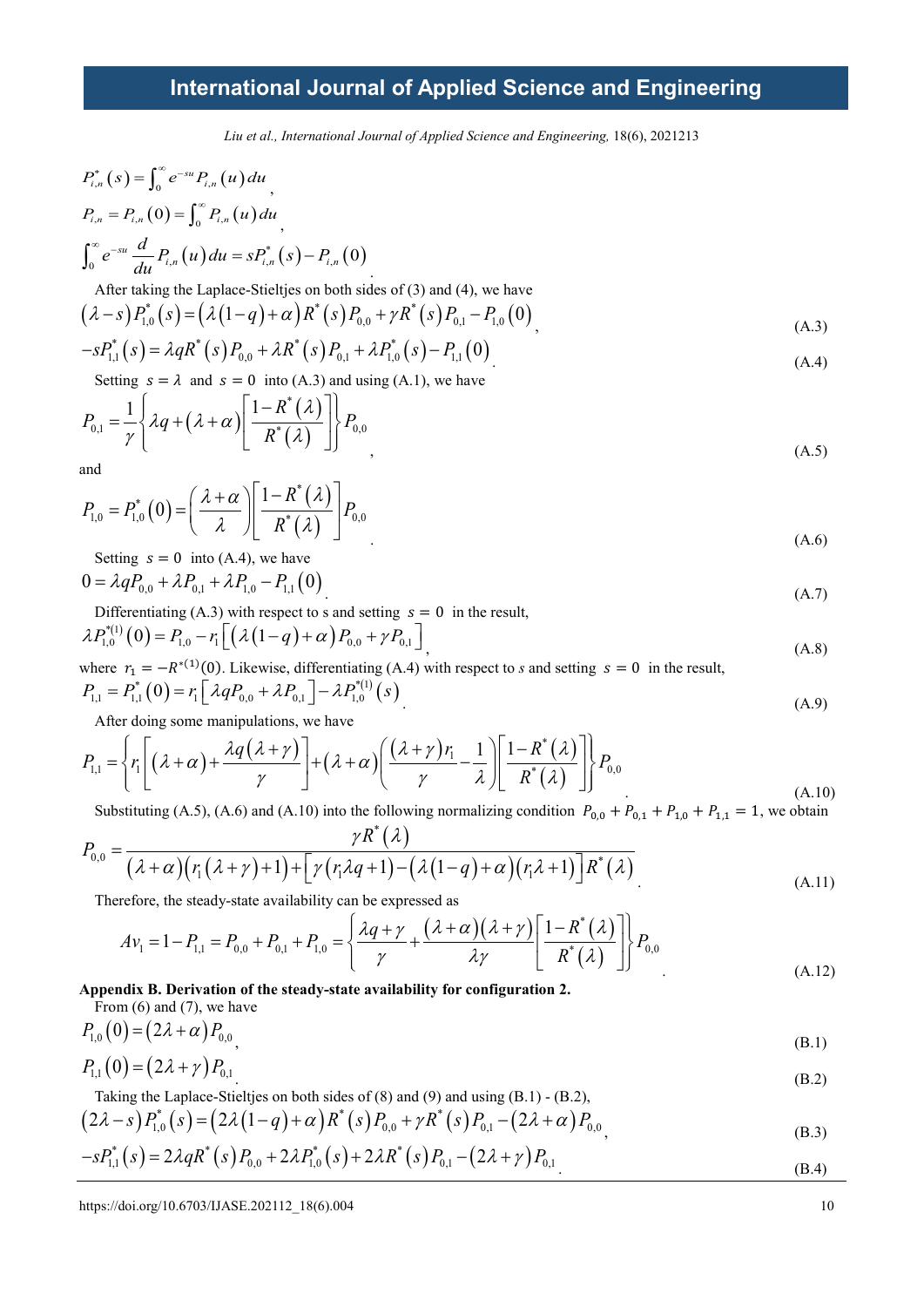$$P_{i,n}^*(s) = \int_0^\infty e^{-su} P_{i,n}(u)\,du,$$

$$P_{i,n} = P_{i,n}(0) = \int_0^\infty P_{i,n}(u)\,du,$$

$$\int_0^\infty e^{-su} \frac{d}{du} P_{i,n}(u)\,du = sP_{i,n}^*(s) - P_{i,n}(0).$$

After taking the Laplace-Stieltjes on both sides of (3) and (4), we have

$$(\lambda - s)P_{1,0}^*(s) = (\lambda(1-q)+\alpha)R^*(s)P_{0,0} + \gamma R^*(s)P_{0,1} - P_{1,0}(0), \tag{A.3}$$

$$-sP_{1,1}^*(s) = \lambda q R^*(s)P_{0,0} + \lambda R^*(s)P_{0,1} + \lambda P_{1,0}^*(s) - P_{1,1}(0). \tag{A.4}$$

Setting $s = \lambda$ and $s = 0$ into (A.3) and using (A.1), we have

$$P_{0,1} = \frac{1}{\gamma}\left\{\lambda q + (\lambda+\alpha)\left[\frac{1-R^*(\lambda)}{R^*(\lambda)}\right]\right\}P_{0,0}, \tag{A.5}$$

and

$$P_{1,0} = P_{1,0}^*(0) = \left(\frac{\lambda+\alpha}{\lambda}\right)\left[\frac{1-R^*(\lambda)}{R^*(\lambda)}\right]P_{0,0}. \tag{A.6}$$

Setting $s = 0$ into (A.4), we have

$$0 = \lambda q P_{0,0} + \lambda P_{0,1} + \lambda P_{1,0} - P_{1,1}(0). \tag{A.7}$$

Differentiating (A.3) with respect to s and setting $s = 0$ in the result,

$$\lambda P_{1,0}^{*(1)}(0) = P_{1,0} - r_1\left[(\lambda(1-q)+\alpha)P_{0,0} + \gamma P_{0,1}\right], \tag{A.8}$$

where $r_1 = -R^{*(1)}(0)$. Likewise, differentiating (A.4) with respect to *s* and setting $s = 0$ in the result,

$$P_{1,1} = P_{1,1}^*(0) = r_1\left[\lambda q P_{0,0} + \lambda P_{0,1}\right] - \lambda P_{1,0}^{*(1)}(s). \tag{A.9}$$

After doing some manipulations, we have

$$P_{1,1} = \left\{r_1\left[(\lambda+\alpha) + \frac{\lambda q(\lambda+\gamma)}{\gamma}\right] + (\lambda+\alpha)\left(\frac{(\lambda+\gamma)r_1}{\gamma} - \frac{1}{\lambda}\right)\left[\frac{1-R^*(\lambda)}{R^*(\lambda)}\right]\right\}P_{0,0}. \tag{A.10}$$

Substituting (A.5), (A.6) and (A.10) into the following normalizing condition $P_{0,0} + P_{0,1} + P_{1,0} + P_{1,1} = 1$, we obtain

$$P_{0,0} = \frac{\gamma R^*(\lambda)}{(\lambda+\alpha)(r_1(\lambda+\gamma)+1) + \left[\gamma(r_1\lambda q+1) - (\lambda(1-q)+\alpha)(r_1\lambda+1)\right]R^*(\lambda)}. \tag{A.11}$$

Therefore, the steady-state availability can be expressed as

$$Av_1 = 1 - P_{1,1} = P_{0,0} + P_{0,1} + P_{1,0} = \left\{\frac{\lambda q+\gamma}{\gamma} + \frac{(\lambda+\alpha)(\lambda+\gamma)}{\lambda\gamma}\left[\frac{1-R^*(\lambda)}{R^*(\lambda)}\right]\right\}P_{0,0}. \tag{A.12}$$

**Appendix B. Derivation of the steady-state availability for configuration 2.**

From (6) and (7), we have

$$P_{1,0}(0) = (2\lambda+\alpha)P_{0,0}, \tag{B.1}$$

$$P_{1,1}(0) = (2\lambda+\gamma)P_{0,1}. \tag{B.2}$$

Taking the Laplace-Stieltjes on both sides of (8) and (9) and using (B.1) - (B.2),

$$(2\lambda - s)P_{1,0}^*(s) = (2\lambda(1-q)+\alpha)R^*(s)P_{0,0} + \gamma R^*(s)P_{0,1} - (2\lambda+\alpha)P_{0,0}, \tag{B.3}$$

$$-sP_{1,1}^*(s) = 2\lambda q R^*(s)P_{0,0} + 2\lambda P_{1,0}^*(s) + 2\lambda R^*(s)P_{0,1} - (2\lambda+\gamma)P_{0,1}. \tag{B.4}$$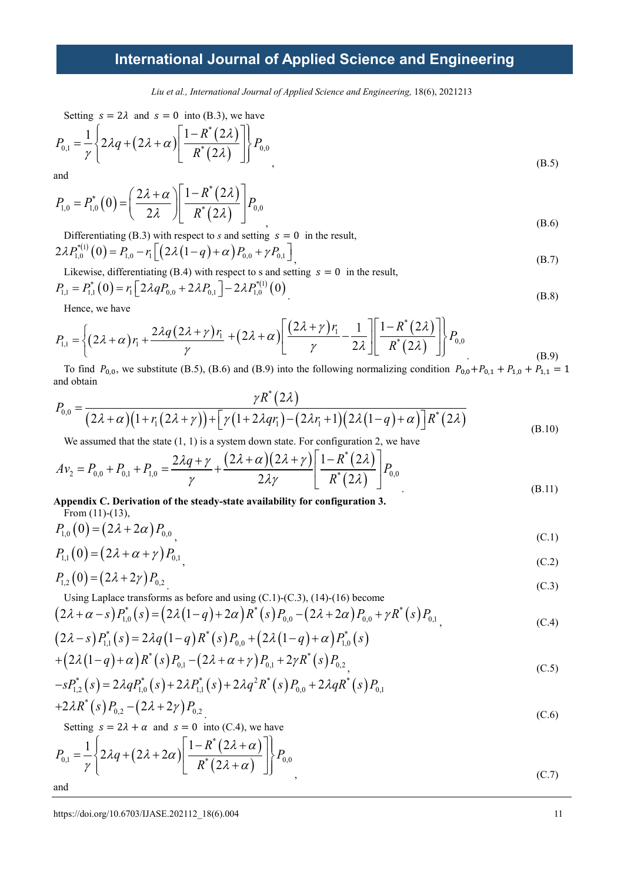Setting $s = 2\lambda$ and $s = 0$ into (B.3), we have

$$P_{0,1} = \frac{1}{\gamma}\left\{2\lambda q + (2\lambda + \alpha)\left[\frac{1 - R^*(2\lambda)}{R^*(2\lambda)}\right]\right\}P_{0,0}, \tag{B.5}$$

and

$$P_{1,0} = P_{1,0}^*(0) = \left(\frac{2\lambda + \alpha}{2\lambda}\right)\left[\frac{1 - R^*(2\lambda)}{R^*(2\lambda)}\right]P_{0,0}, \tag{B.6}$$

Differentiating (B.3) with respect to $s$ and setting $s = 0$ in the result,

$$2\lambda P_{1,0}^{*(1)}(0) = P_{1,0} - r_1\left[(2\lambda(1-q) + \alpha)P_{0,0} + \gamma P_{0,1}\right], \tag{B.7}$$

Likewise, differentiating (B.4) with respect to s and setting $s = 0$ in the result,

$$P_{1,1} = P_{1,1}^*(0) = r_1\left[2\lambda q P_{0,0} + 2\lambda P_{0,1}\right] - 2\lambda P_{1,0}^{*(1)}(0). \tag{B.8}$$

Hence, we have

$$P_{1,1} = \left\{(2\lambda + \alpha)r_1 + \frac{2\lambda q(2\lambda + \gamma)r_1}{\gamma} + (2\lambda + \alpha)\left[\frac{(2\lambda + \gamma)r_1}{\gamma} - \frac{1}{2\lambda}\right]\left[\frac{1 - R^*(2\lambda)}{R^*(2\lambda)}\right]\right\}P_{0,0}. \tag{B.9}$$

To find $P_{0,0}$, we substitute (B.5), (B.6) and (B.9) into the following normalizing condition $P_{0,0}+P_{0,1} + P_{1,0} + P_{1,1} = 1$ and obtain

$$P_{0,0} = \frac{\gamma R^*(2\lambda)}{(2\lambda + \alpha)(1 + r_1(2\lambda + \gamma)) + \left[\gamma(1 + 2\lambda q r_1) - (2\lambda r_1 + 1)(2\lambda(1-q) + \alpha)\right]R^*(2\lambda)} \tag{B.10}$$

We assumed that the state (1, 1) is a system down state. For configuration 2, we have

$$Av_2 = P_{0,0} + P_{0,1} + P_{1,0} = \frac{2\lambda q + \gamma}{\gamma} + \frac{(2\lambda + \alpha)(2\lambda + \gamma)}{2\lambda\gamma}\left[\frac{1 - R^*(2\lambda)}{R^*(2\lambda)}\right]P_{0,0}. \tag{B.11}$$

**Appendix C. Derivation of the steady-state availability for configuration 3.**

From (11)-(13),

$$P_{1,0}(0) = (2\lambda + 2\alpha)P_{0,0}, \tag{C.1}$$

$$P_{1,1}(0) = (2\lambda + \alpha + \gamma)P_{0,1}, \tag{C.2}$$

$$P_{1,2}(0) = (2\lambda + 2\gamma)P_{0,2}. \tag{C.3}$$

Using Laplace transforms as before and using (C.1)-(C.3), (14)-(16) become

$$(2\lambda + \alpha - s)P_{1,0}^*(s) = (2\lambda(1-q) + 2\alpha)R^*(s)P_{0,0} - (2\lambda + 2\alpha)P_{0,0} + \gamma R^*(s)P_{0,1}, \tag{C.4}$$

$$\begin{aligned}(2\lambda - s)P_{1,1}^*(s) &= 2\lambda q(1-q)R^*(s)P_{0,0} + (2\lambda(1-q) + \alpha)P_{1,0}^*(s) \\ &+ (2\lambda(1-q) + \alpha)R^*(s)P_{0,1} - (2\lambda + \alpha + \gamma)P_{0,1} + 2\gamma R^*(s)P_{0,2},\end{aligned} \tag{C.5}$$

$$\begin{aligned}-sP_{1,2}^*(s) &= 2\lambda q P_{1,0}^*(s) + 2\lambda P_{1,1}^*(s) + 2\lambda q^2 R^*(s)P_{0,0} + 2\lambda q R^*(s)P_{0,1} \\ &+ 2\lambda R^*(s)P_{0,2} - (2\lambda + 2\gamma)P_{0,2}.\end{aligned} \tag{C.6}$$

Setting $s = 2\lambda + \alpha$ and $s = 0$ into (C.4), we have

$$P_{0,1} = \frac{1}{\gamma}\left\{2\lambda q + (2\lambda + 2\alpha)\left[\frac{1 - R^*(2\lambda + \alpha)}{R^*(2\lambda + \alpha)}\right]\right\}P_{0,0}, \tag{C.7}$$

and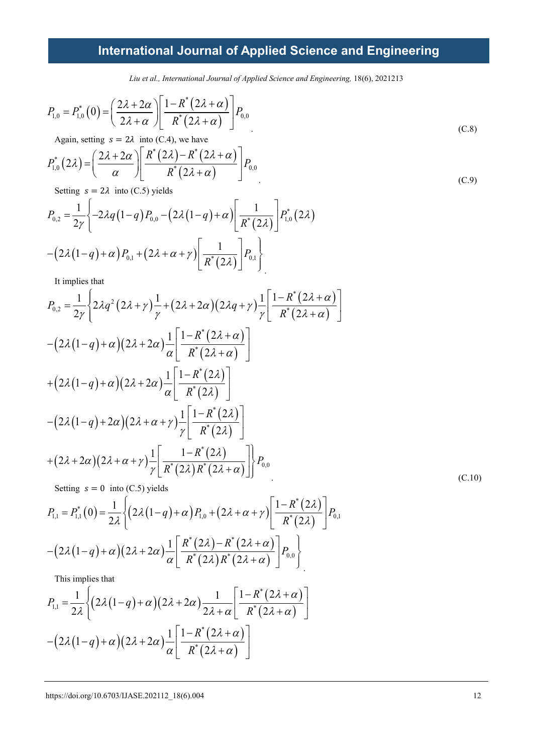$$P_{1,0} = P_{1,0}^{*}\left(0\right) = \left(\frac{2\lambda + 2\alpha}{2\lambda + \alpha}\right)\left[\frac{1 - R^{*}\left(2\lambda + \alpha\right)}{R^{*}\left(2\lambda + \alpha\right)}\right]P_{0,0} \tag{C.8}$$

Again, setting $s = 2\lambda$ into (C.4), we have

$$P_{1,0}^{*}\left(2\lambda\right) = \left(\frac{2\lambda + 2\alpha}{\alpha}\right)\left[\frac{R^{*}\left(2\lambda\right) - R^{*}\left(2\lambda + \alpha\right)}{R^{*}\left(2\lambda + \alpha\right)}\right]P_{0,0} \tag{C.9}$$

Setting $s = 2\lambda$ into (C.5) yields

$$P_{0,2} = \frac{1}{2\gamma}\left\{-2\lambda q\left(1-q\right)P_{0,0} - \left(2\lambda\left(1-q\right)+\alpha\right)\left[\frac{1}{R^{*}\left(2\lambda\right)}\right]P_{1,0}^{*}\left(2\lambda\right) - \left(2\lambda\left(1-q\right)+\alpha\right)P_{0,1} + \left(2\lambda+\alpha+\gamma\right)\left[\frac{1}{R^{*}\left(2\lambda\right)}\right]P_{0,1}\right\}.$$

It implies that

$$\begin{aligned}
P_{0,2} = \frac{1}{2\gamma}\Bigg\{ & 2\lambda q^{2}\left(2\lambda+\gamma\right)\frac{1}{\gamma} + \left(2\lambda+2\alpha\right)\left(2\lambda q+\gamma\right)\frac{1}{\gamma}\left[\frac{1-R^{*}\left(2\lambda+\alpha\right)}{R^{*}\left(2\lambda+\alpha\right)}\right] \\
& - \left(2\lambda\left(1-q\right)+\alpha\right)\left(2\lambda+2\alpha\right)\frac{1}{\alpha}\left[\frac{1-R^{*}\left(2\lambda+\alpha\right)}{R^{*}\left(2\lambda+\alpha\right)}\right] \\
& + \left(2\lambda\left(1-q\right)+\alpha\right)\left(2\lambda+2\alpha\right)\frac{1}{\alpha}\left[\frac{1-R^{*}\left(2\lambda\right)}{R^{*}\left(2\lambda\right)}\right] \\
& - \left(2\lambda\left(1-q\right)+2\alpha\right)\left(2\lambda+\alpha+\gamma\right)\frac{1}{\gamma}\left[\frac{1-R^{*}\left(2\lambda\right)}{R^{*}\left(2\lambda\right)}\right] \\
& + \left(2\lambda+2\alpha\right)\left(2\lambda+\alpha+\gamma\right)\frac{1}{\gamma}\left[\frac{1-R^{*}\left(2\lambda\right)}{R^{*}\left(2\lambda\right)R^{*}\left(2\lambda+\alpha\right)}\right]\Bigg\}P_{0,0}
\end{aligned} \tag{C.10}$$

Setting $s = 0$ into (C.5) yields

$$\begin{aligned}
P_{1,1} = P_{1,1}^{*}\left(0\right) = \frac{1}{2\lambda}\Bigg\{ & \left(2\lambda\left(1-q\right)+\alpha\right)P_{1,0} + \left(2\lambda+\alpha+\gamma\right)\left[\frac{1-R^{*}\left(2\lambda\right)}{R^{*}\left(2\lambda\right)}\right]P_{0,1} \\
& - \left(2\lambda\left(1-q\right)+\alpha\right)\left(2\lambda+2\alpha\right)\frac{1}{\alpha}\left[\frac{R^{*}\left(2\lambda\right)-R^{*}\left(2\lambda+\alpha\right)}{R^{*}\left(2\lambda\right)R^{*}\left(2\lambda+\alpha\right)}\right]P_{0,0}\Bigg\}.
\end{aligned}$$

This implies that

$$\begin{aligned}
P_{1,1} = \frac{1}{2\lambda}\Bigg\{ & \left(2\lambda\left(1-q\right)+\alpha\right)\left(2\lambda+2\alpha\right)\frac{1}{2\lambda+\alpha}\left[\frac{1-R^{*}\left(2\lambda+\alpha\right)}{R^{*}\left(2\lambda+\alpha\right)}\right] \\
& - \left(2\lambda\left(1-q\right)+\alpha\right)\left(2\lambda+2\alpha\right)\frac{1}{\alpha}\left[\frac{1-R^{*}\left(2\lambda+\alpha\right)}{R^{*}\left(2\lambda+\alpha\right)}\right]
\end{aligned}$$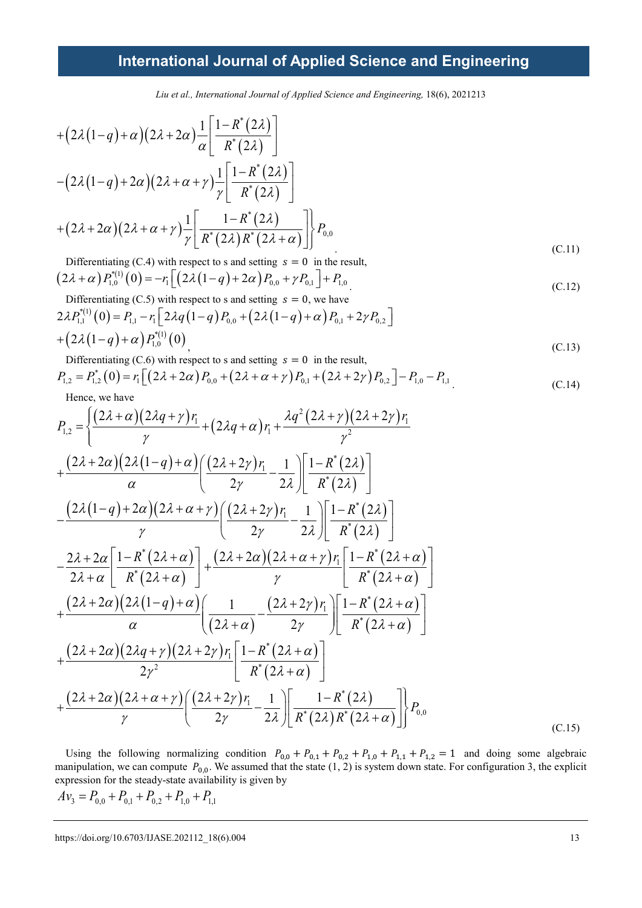$$
+\left(2\lambda(1-q)+\alpha\right)\left(2\lambda+2\alpha\right)\frac{1}{\alpha}\left[\frac{1-R^*(2\lambda)}{R^*(2\lambda)}\right]
$$

$$
-\left(2\lambda(1-q)+2\alpha\right)\left(2\lambda+\alpha+\gamma\right)\frac{1}{\gamma}\left[\frac{1-R^*(2\lambda)}{R^*(2\lambda)}\right]
$$

$$
+\left(2\lambda+2\alpha\right)\left(2\lambda+\alpha+\gamma\right)\frac{1}{\gamma}\left[\frac{1-R^*(2\lambda)}{R^*(2\lambda)R^*(2\lambda+\alpha)}\right]\Bigg\}P_{0,0} \tag{C.11}
$$

Differentiating (C.4) with respect to s and setting $s = 0$ in the result,

$$
\left(2\lambda+\alpha\right)P_{1,0}^{*(1)}(0) = -r_1\left[\left(2\lambda(1-q)+2\alpha\right)P_{0,0}+\gamma P_{0,1}\right]+P_{1,0} \tag{C.12}
$$

Differentiating (C.5) with respect to s and setting $s = 0$, we have

$$
2\lambda P_{1,1}^{*(1)}(0) = P_{1,1} - r_1\left[2\lambda q(1-q)P_{0,0}+\left(2\lambda(1-q)+\alpha\right)P_{0,1}+2\gamma P_{0,2}\right]
+\left(2\lambda(1-q)+\alpha\right)P_{1,0}^{*(1)}(0) \tag{C.13}
$$

Differentiating (C.6) with respect to s and setting $s = 0$ in the result,

$$
P_{1,2} = P_{1,2}^*(0) = r_1\left[\left(2\lambda+2\alpha\right)P_{0,0}+\left(2\lambda+\alpha+\gamma\right)P_{0,1}+\left(2\lambda+2\gamma\right)P_{0,2}\right]-P_{1,0}-P_{1,1} \tag{C.14}
$$

Hence, we have

$$
P_{1,2} = \Bigg\{\frac{\left(2\lambda+\alpha\right)\left(2\lambda q+\gamma\right)r_1}{\gamma}+\left(2\lambda q+\alpha\right)r_1+\frac{\lambda q^2\left(2\lambda+\gamma\right)\left(2\lambda+2\gamma\right)r_1}{\gamma^2}
$$

$$
+\frac{\left(2\lambda+2\alpha\right)\left(2\lambda(1-q)+\alpha\right)}{\alpha}\left(\frac{\left(2\lambda+2\gamma\right)r_1}{2\gamma}-\frac{1}{2\lambda}\right)\left[\frac{1-R^*(2\lambda)}{R^*(2\lambda)}\right]
$$

$$
-\frac{\left(2\lambda(1-q)+2\alpha\right)\left(2\lambda+\alpha+\gamma\right)}{\gamma}\left(\frac{\left(2\lambda+2\gamma\right)r_1}{2\gamma}-\frac{1}{2\lambda}\right)\left[\frac{1-R^*(2\lambda)}{R^*(2\lambda)}\right]
$$

$$
-\frac{2\lambda+2\alpha}{2\lambda+\alpha}\left[\frac{1-R^*(2\lambda+\alpha)}{R^*(2\lambda+\alpha)}\right]+\frac{\left(2\lambda+2\alpha\right)\left(2\lambda+\alpha+\gamma\right)r_1}{\gamma}\left[\frac{1-R^*(2\lambda+\alpha)}{R^*(2\lambda+\alpha)}\right]
$$

$$
+\frac{\left(2\lambda+2\alpha\right)\left(2\lambda(1-q)+\alpha\right)}{\alpha}\left(\frac{1}{\left(2\lambda+\alpha\right)}-\frac{\left(2\lambda+2\gamma\right)r_1}{2\gamma}\right)\left[\frac{1-R^*(2\lambda+\alpha)}{R^*(2\lambda+\alpha)}\right]
$$

$$
+\frac{\left(2\lambda+2\alpha\right)\left(2\lambda q+\gamma\right)\left(2\lambda+2\gamma\right)r_1}{2\gamma^2}\left[\frac{1-R^*(2\lambda+\alpha)}{R^*(2\lambda+\alpha)}\right]
$$

$$
+\frac{\left(2\lambda+2\alpha\right)\left(2\lambda+\alpha+\gamma\right)}{\gamma}\left(\frac{\left(2\lambda+2\gamma\right)r_1}{2\gamma}-\frac{1}{2\lambda}\right)\left[\frac{1-R^*(2\lambda)}{R^*(2\lambda)R^*(2\lambda+\alpha)}\right]\Bigg\}P_{0,0} \tag{C.15}
$$

Using the following normalizing condition $P_{0,0}+P_{0,1}+P_{0,2}+P_{1,0}+P_{1,1}+P_{1,2}=1$ and doing some algebraic manipulation, we can compute $P_{0,0}$. We assumed that the state (1, 2) is system down state. For configuration 3, the explicit expression for the steady-state availability is given by

$$
Av_3 = P_{0,0}+P_{0,1}+P_{0,2}+P_{1,0}+P_{1,1}
$$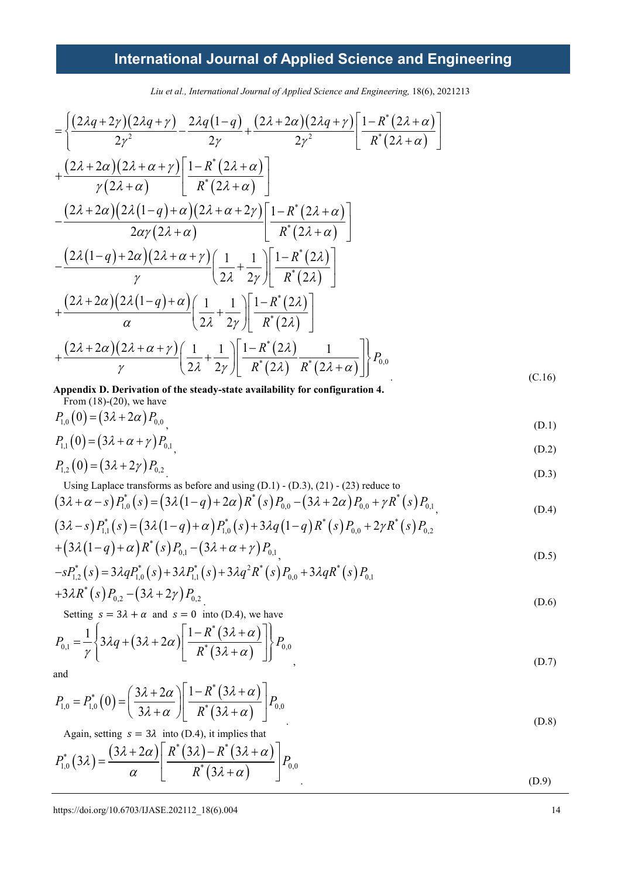$$
\begin{aligned}
&= \left\{ \frac{(2\lambda q + 2\gamma)(2\lambda q + \gamma)}{2\gamma^2} - \frac{2\lambda q(1-q)}{2\gamma} + \frac{(2\lambda + 2\alpha)(2\lambda q + \gamma)}{2\gamma^2} \left[ \frac{1 - R^*(2\lambda + \alpha)}{R^*(2\lambda + \alpha)} \right] \right. \\
&+ \frac{(2\lambda + 2\alpha)(2\lambda + \alpha + \gamma)}{\gamma(2\lambda + \alpha)} \left[ \frac{1 - R^*(2\lambda + \alpha)}{R^*(2\lambda + \alpha)} \right] \\
&- \frac{(2\lambda + 2\alpha)(2\lambda(1-q) + \alpha)(2\lambda + \alpha + 2\gamma)}{2\alpha\gamma(2\lambda + \alpha)} \left[ \frac{1 - R^*(2\lambda + \alpha)}{R^*(2\lambda + \alpha)} \right] \\
&- \frac{(2\lambda(1-q) + 2\alpha)(2\lambda + \alpha + \gamma)}{\gamma} \left( \frac{1}{2\lambda} + \frac{1}{2\gamma} \right) \left[ \frac{1 - R^*(2\lambda)}{R^*(2\lambda)} \right] \\
&+ \frac{(2\lambda + 2\alpha)(2\lambda(1-q) + \alpha)}{\alpha} \left( \frac{1}{2\lambda} + \frac{1}{2\gamma} \right) \left[ \frac{1 - R^*(2\lambda)}{R^*(2\lambda)} \right] \\
&\left. + \frac{(2\lambda + 2\alpha)(2\lambda + \alpha + \gamma)}{\gamma} \left( \frac{1}{2\lambda} + \frac{1}{2\gamma} \right) \left[ \frac{1 - R^*(2\lambda)}{R^*(2\lambda)} \frac{1}{R^*(2\lambda + \alpha)} \right] \right\} P_{0,0} . \qquad \text{(C.16)}
\end{aligned}
$$

**Appendix D. Derivation of the steady-state availability for configuration 4.**

From (18)-(20), we have

$$P_{1,0}(0) = (3\lambda + 2\alpha) P_{0,0} , \qquad \text{(D.1)}$$

$$P_{1,1}(0) = (3\lambda + \alpha + \gamma) P_{0,1} , \qquad \text{(D.2)}$$

$$P_{1,2}(0) = (3\lambda + 2\gamma) P_{0,2} . \qquad \text{(D.3)}$$

Using Laplace transforms as before and using (D.1) - (D.3), (21) - (23) reduce to

$$(3\lambda + \alpha - s) P_{1,0}^*(s) = (3\lambda(1-q) + 2\alpha) R^*(s) P_{0,0} - (3\lambda + 2\alpha) P_{0,0} + \gamma R^*(s) P_{0,1} , \qquad \text{(D.4)}$$

$$
\begin{aligned}
(3\lambda - s) P_{1,1}^*(s) &= (3\lambda(1-q) + \alpha) P_{1,0}^*(s) + 3\lambda q(1-q) R^*(s) P_{0,0} + 2\gamma R^*(s) P_{0,2} \\
&+ (3\lambda(1-q) + \alpha) R^*(s) P_{0,1} - (3\lambda + \alpha + \gamma) P_{0,1} , \qquad \text{(D.5)}
\end{aligned}
$$

$$
\begin{aligned}
-s P_{1,2}^*(s) &= 3\lambda q P_{1,0}^*(s) + 3\lambda P_{1,1}^*(s) + 3\lambda q^2 R^*(s) P_{0,0} + 3\lambda q R^*(s) P_{0,1} \\
&+ 3\lambda R^*(s) P_{0,2} - (3\lambda + 2\gamma) P_{0,2} . \qquad \text{(D.6)}
\end{aligned}
$$

Setting $s = 3\lambda + \alpha$ and $s = 0$ into (D.4), we have

$$P_{0,1} = \frac{1}{\gamma} \left\{ 3\lambda q + (3\lambda + 2\alpha) \left[ \frac{1 - R^*(3\lambda + \alpha)}{R^*(3\lambda + \alpha)} \right] \right\} P_{0,0} , \qquad \text{(D.7)}$$

and

$$P_{1,0} = P_{1,0}^*(0) = \left( \frac{3\lambda + 2\alpha}{3\lambda + \alpha} \right) \left[ \frac{1 - R^*(3\lambda + \alpha)}{R^*(3\lambda + \alpha)} \right] P_{0,0} . \qquad \text{(D.8)}$$

Again, setting $s = 3\lambda$ into (D.4), it implies that

$$P_{1,0}^*(3\lambda) = \frac{(3\lambda + 2\alpha)}{\alpha} \left[ \frac{R^*(3\lambda) - R^*(3\lambda + \alpha)}{R^*(3\lambda + \alpha)} \right] P_{0,0} . \qquad \text{(D.9)}$$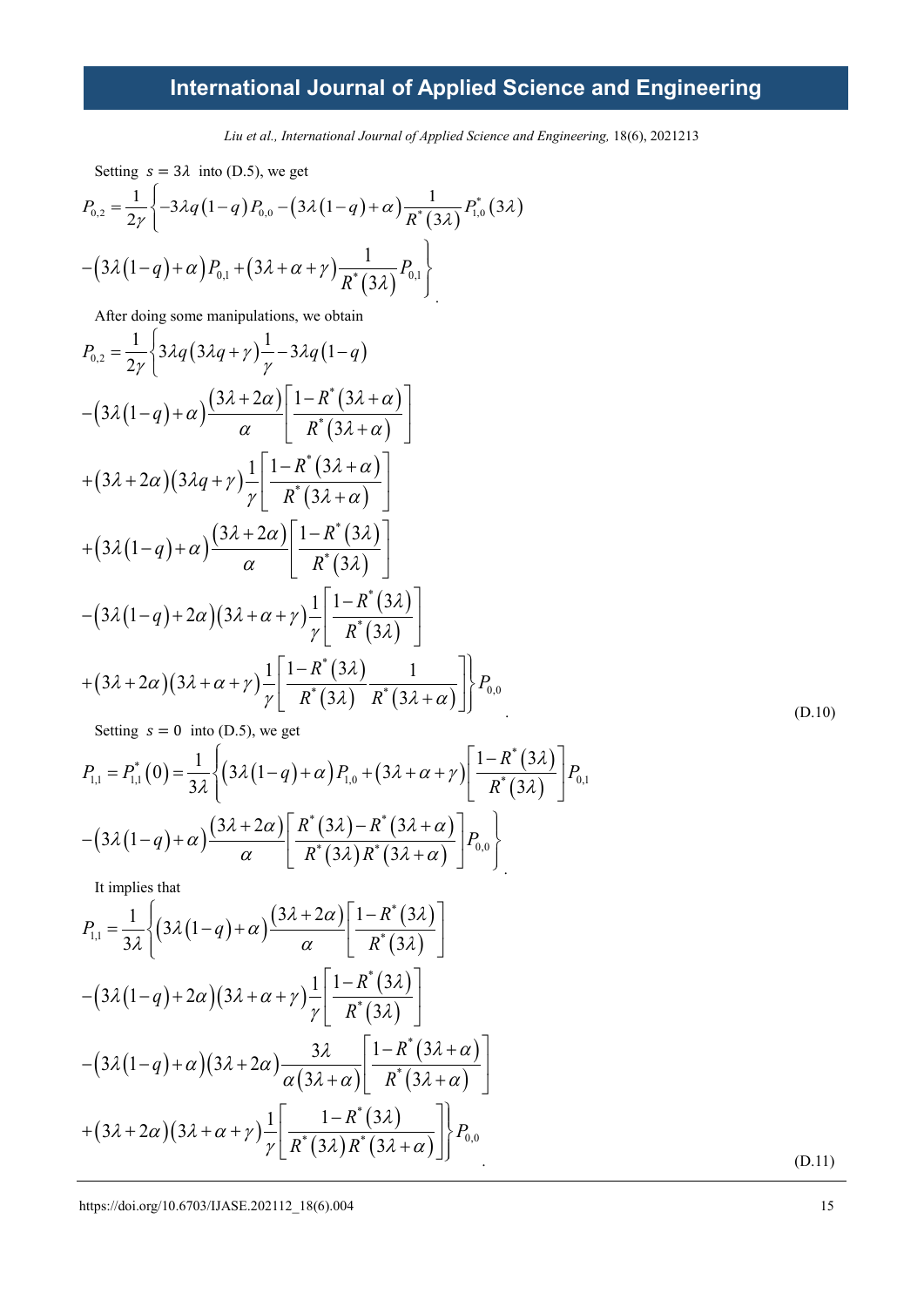Setting $s = 3\lambda$ into (D.5), we get

$$P_{0,2} = \frac{1}{2\gamma}\left\{-3\lambda q(1-q)P_{0,0} - \left(3\lambda(1-q)+\alpha\right)\frac{1}{R^*(3\lambda)}P_{1,0}^*(3\lambda) - \left(3\lambda(1-q)+\alpha\right)P_{0,1} + \left(3\lambda+\alpha+\gamma\right)\frac{1}{R^*(3\lambda)}P_{0,1}\right\}.$$

After doing some manipulations, we obtain

$$\begin{aligned}
P_{0,2} = \frac{1}{2\gamma}\Bigg\{ & 3\lambda q(3\lambda q+\gamma)\frac{1}{\gamma} - 3\lambda q(1-q) \\
& -\left(3\lambda(1-q)+\alpha\right)\frac{(3\lambda+2\alpha)}{\alpha}\left[\frac{1-R^*(3\lambda+\alpha)}{R^*(3\lambda+\alpha)}\right] \\
& +(3\lambda+2\alpha)(3\lambda q+\gamma)\frac{1}{\gamma}\left[\frac{1-R^*(3\lambda+\alpha)}{R^*(3\lambda+\alpha)}\right] \\
& +\left(3\lambda(1-q)+\alpha\right)\frac{(3\lambda+2\alpha)}{\alpha}\left[\frac{1-R^*(3\lambda)}{R^*(3\lambda)}\right] \\
& -\left(3\lambda(1-q)+2\alpha\right)(3\lambda+\alpha+\gamma)\frac{1}{\gamma}\left[\frac{1-R^*(3\lambda)}{R^*(3\lambda)}\right] \\
& +(3\lambda+2\alpha)(3\lambda+\alpha+\gamma)\frac{1}{\gamma}\left[\frac{1-R^*(3\lambda)}{R^*(3\lambda)}\frac{1}{R^*(3\lambda+\alpha)}\right]\Bigg\}P_{0,0}.
\end{aligned} \tag{D.10}$$

Setting $s = 0$ into (D.5), we get

$$P_{1,1} = P_{1,1}^*(0) = \frac{1}{3\lambda}\left\{\left(3\lambda(1-q)+\alpha\right)P_{1,0} + (3\lambda+\alpha+\gamma)\left[\frac{1-R^*(3\lambda)}{R^*(3\lambda)}\right]P_{0,1} - \left(3\lambda(1-q)+\alpha\right)\frac{(3\lambda+2\alpha)}{\alpha}\left[\frac{R^*(3\lambda)-R^*(3\lambda+\alpha)}{R^*(3\lambda)R^*(3\lambda+\alpha)}\right]P_{0,0}\right\}.$$

It implies that

$$\begin{aligned}
P_{1,1} = \frac{1}{3\lambda}\Bigg\{ & \left(3\lambda(1-q)+\alpha\right)\frac{(3\lambda+2\alpha)}{\alpha}\left[\frac{1-R^*(3\lambda)}{R^*(3\lambda)}\right] \\
& -\left(3\lambda(1-q)+2\alpha\right)(3\lambda+\alpha+\gamma)\frac{1}{\gamma}\left[\frac{1-R^*(3\lambda)}{R^*(3\lambda)}\right] \\
& -\left(3\lambda(1-q)+\alpha\right)(3\lambda+2\alpha)\frac{3\lambda}{\alpha(3\lambda+\alpha)}\left[\frac{1-R^*(3\lambda+\alpha)}{R^*(3\lambda+\alpha)}\right] \\
& +(3\lambda+2\alpha)(3\lambda+\alpha+\gamma)\frac{1}{\gamma}\left[\frac{1-R^*(3\lambda)}{R^*(3\lambda)R^*(3\lambda+\alpha)}\right]\Bigg\}P_{0,0}.
\end{aligned} \tag{D.11}$$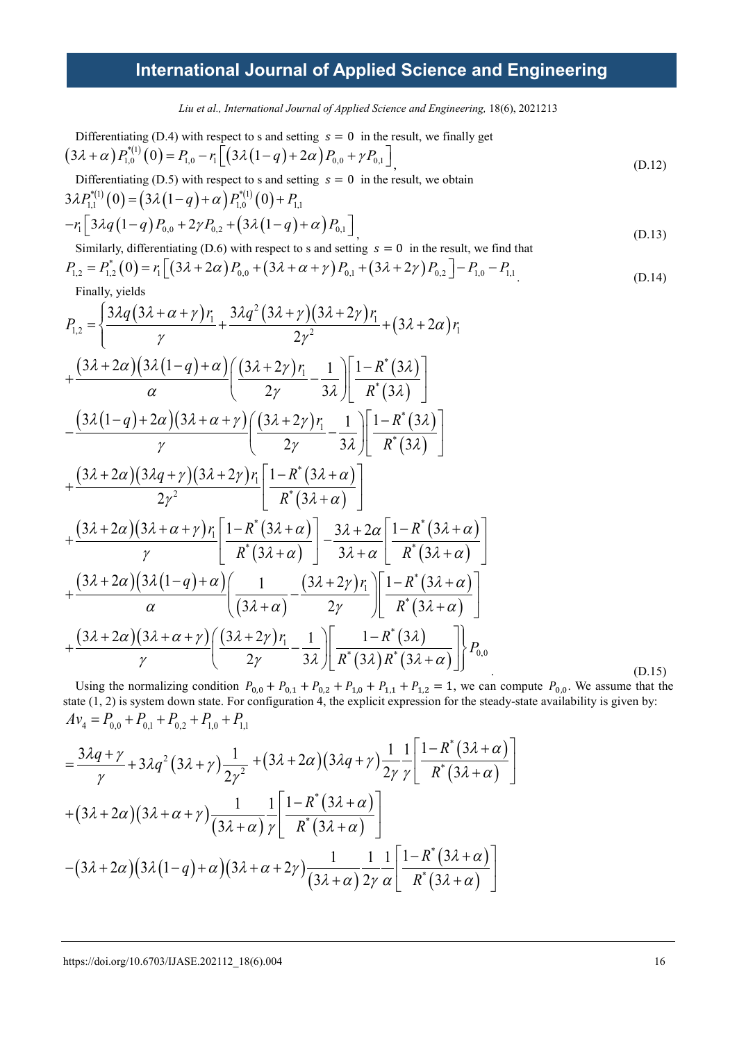Differentiating (D.4) with respect to s and setting $s = 0$ in the result, we finally get

$$\left(3\lambda+\alpha\right)P_{1,0}^{*(1)}\left(0\right)=P_{1,0}-r_1\left[\left(3\lambda\left(1-q\right)+2\alpha\right)P_{0,0}+\gamma P_{0,1}\right], \tag{D.12}$$

Differentiating (D.5) with respect to s and setting $s = 0$ in the result, we obtain

$$3\lambda P_{1,1}^{*(1)}\left(0\right)=\left(3\lambda\left(1-q\right)+\alpha\right)P_{1,0}^{*(1)}\left(0\right)+P_{1,1}$$
$$-r_1\left[3\lambda q\left(1-q\right)P_{0,0}+2\gamma P_{0,2}+\left(3\lambda\left(1-q\right)+\alpha\right)P_{0,1}\right], \tag{D.13}$$

Similarly, differentiating (D.6) with respect to s and setting $s = 0$ in the result, we find that

$$P_{1,2}=P_{1,2}^{*}\left(0\right)=r_1\left[\left(3\lambda+2\alpha\right)P_{0,0}+\left(3\lambda+\alpha+\gamma\right)P_{0,1}+\left(3\lambda+2\gamma\right)P_{0,2}\right]-P_{1,0}-P_{1,1}. \tag{D.14}$$

Finally, yields

$$\begin{aligned}
P_{1,2}=\Bigg\{&\frac{3\lambda q\left(3\lambda+\alpha+\gamma\right)r_1}{\gamma}+\frac{3\lambda q^2\left(3\lambda+\gamma\right)\left(3\lambda+2\gamma\right)r_1}{2\gamma^2}+\left(3\lambda+2\alpha\right)r_1\\
&+\frac{\left(3\lambda+2\alpha\right)\left(3\lambda\left(1-q\right)+\alpha\right)}{\alpha}\left(\frac{\left(3\lambda+2\gamma\right)r_1}{2\gamma}-\frac{1}{3\lambda}\right)\left[\frac{1-R^*\left(3\lambda\right)}{R^*\left(3\lambda\right)}\right]\\
&-\frac{\left(3\lambda\left(1-q\right)+2\alpha\right)\left(3\lambda+\alpha+\gamma\right)}{\gamma}\left(\frac{\left(3\lambda+2\gamma\right)r_1}{2\gamma}-\frac{1}{3\lambda}\right)\left[\frac{1-R^*\left(3\lambda\right)}{R^*\left(3\lambda\right)}\right]\\
&+\frac{\left(3\lambda+2\alpha\right)\left(3\lambda q+\gamma\right)\left(3\lambda+2\gamma\right)r_1}{2\gamma^2}\left[\frac{1-R^*\left(3\lambda+\alpha\right)}{R^*\left(3\lambda+\alpha\right)}\right]\\
&+\frac{\left(3\lambda+2\alpha\right)\left(3\lambda+\alpha+\gamma\right)r_1}{\gamma}\left[\frac{1-R^*\left(3\lambda+\alpha\right)}{R^*\left(3\lambda+\alpha\right)}\right]-\frac{3\lambda+2\alpha}{3\lambda+\alpha}\left[\frac{1-R^*\left(3\lambda+\alpha\right)}{R^*\left(3\lambda+\alpha\right)}\right]\\
&+\frac{\left(3\lambda+2\alpha\right)\left(3\lambda\left(1-q\right)+\alpha\right)}{\alpha}\left(\frac{1}{\left(3\lambda+\alpha\right)}-\frac{\left(3\lambda+2\gamma\right)r_1}{2\gamma}\right)\left[\frac{1-R^*\left(3\lambda+\alpha\right)}{R^*\left(3\lambda+\alpha\right)}\right]\\
&+\frac{\left(3\lambda+2\alpha\right)\left(3\lambda+\alpha+\gamma\right)}{\gamma}\left(\frac{\left(3\lambda+2\gamma\right)r_1}{2\gamma}-\frac{1}{3\lambda}\right)\left[\frac{1-R^*\left(3\lambda\right)}{R^*\left(3\lambda\right)R^*\left(3\lambda+\alpha\right)}\right]\Bigg\}P_{0,0}
\end{aligned} \tag{D.15}$$

Using the normalizing condition $P_{0,0}+P_{0,1}+P_{0,2}+P_{1,0}+P_{1,1}+P_{1,2}=1$, we can compute $P_{0,0}$. We assume that the state (1, 2) is system down state. For configuration 4, the explicit expression for the steady-state availability is given by:

$$\begin{aligned}
Av_4&=P_{0,0}+P_{0,1}+P_{0,2}+P_{1,0}+P_{1,1}\\
&=\frac{3\lambda q+\gamma}{\gamma}+3\lambda q^2\left(3\lambda+\gamma\right)\frac{1}{2\gamma^2}+\left(3\lambda+2\alpha\right)\left(3\lambda q+\gamma\right)\frac{1}{2\gamma}\frac{1}{\gamma}\left[\frac{1-R^*\left(3\lambda+\alpha\right)}{R^*\left(3\lambda+\alpha\right)}\right]\\
&+\left(3\lambda+2\alpha\right)\left(3\lambda+\alpha+\gamma\right)\frac{1}{\left(3\lambda+\alpha\right)}\frac{1}{\gamma}\left[\frac{1-R^*\left(3\lambda+\alpha\right)}{R^*\left(3\lambda+\alpha\right)}\right]\\
&-\left(3\lambda+2\alpha\right)\left(3\lambda\left(1-q\right)+\alpha\right)\left(3\lambda+\alpha+2\gamma\right)\frac{1}{\left(3\lambda+\alpha\right)}\frac{1}{2\gamma}\frac{1}{\alpha}\left[\frac{1-R^*\left(3\lambda+\alpha\right)}{R^*\left(3\lambda+\alpha\right)}\right]
\end{aligned}$$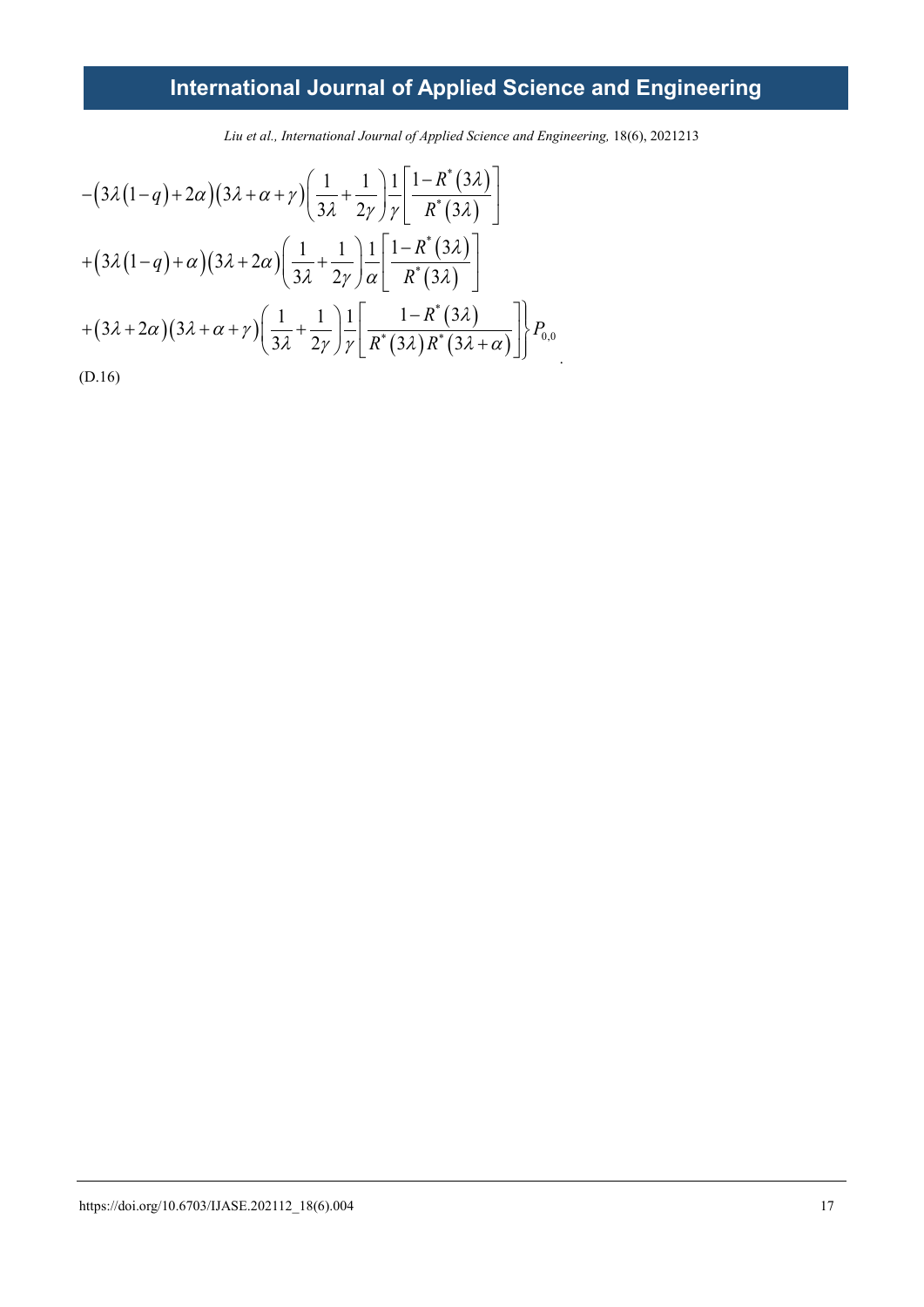$$
\begin{aligned}
&-\left(3\lambda\left(1-q\right)+2\alpha\right)\left(3\lambda+\alpha+\gamma\right)\left(\frac{1}{3\lambda}+\frac{1}{2\gamma}\right)\frac{1}{\gamma}\left[\frac{1-R^{*}\left(3\lambda\right)}{R^{*}\left(3\lambda\right)}\right] \\
&+\left(3\lambda\left(1-q\right)+\alpha\right)\left(3\lambda+2\alpha\right)\left(\frac{1}{3\lambda}+\frac{1}{2\gamma}\right)\frac{1}{\alpha}\left[\frac{1-R^{*}\left(3\lambda\right)}{R^{*}\left(3\lambda\right)}\right] \\
&+\left(3\lambda+2\alpha\right)\left(3\lambda+\alpha+\gamma\right)\left(\frac{1}{3\lambda}+\frac{1}{2\gamma}\right)\frac{1}{\gamma}\left[\frac{1-R^{*}\left(3\lambda\right)}{R^{*}\left(3\lambda\right)R^{*}\left(3\lambda+\alpha\right)}\right]\Bigg\}P_{0,0}
\end{aligned}
$$

(D.16)